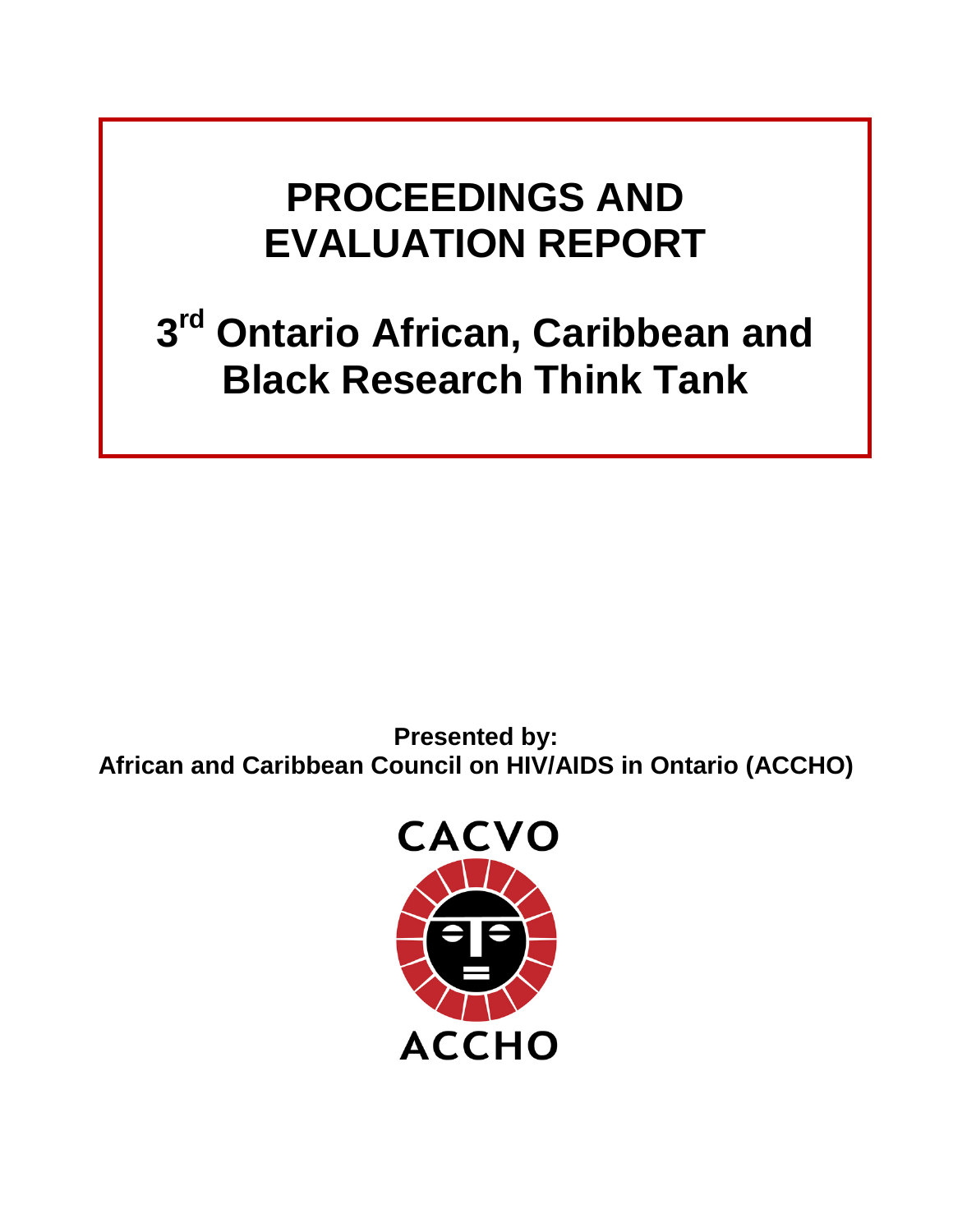# PROCEEDINGS AND EVALUATION REPORT

# 3rd Ontario African, Caribbean and Black Research Think Tank

**Presented by:**
**African and Caribbean Council on HIV/AIDS in Ontario (ACCHO)**

CACVO

ACCHO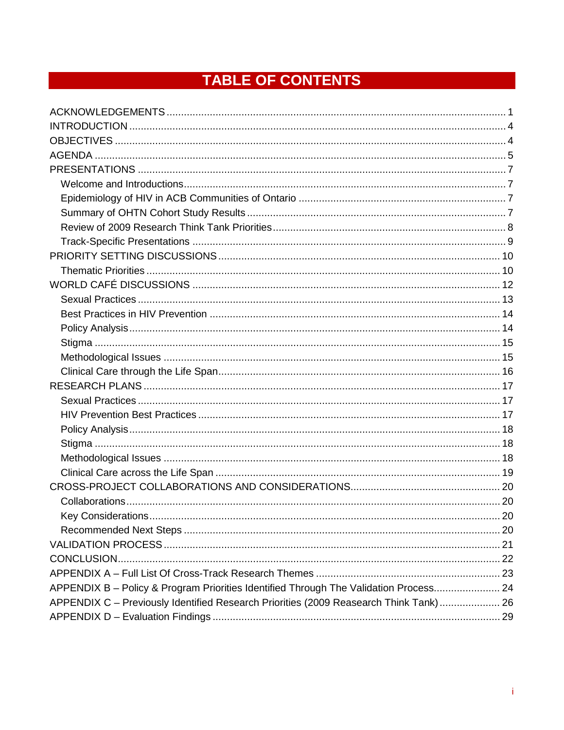# TABLE OF CONTENTS

- ACKNOWLEDGEMENTS ............ 1
- INTRODUCTION ............ 4
- OBJECTIVES ............ 4
- AGENDA ............ 5
- PRESENTATIONS ............ 7
  - Welcome and Introductions ............ 7
  - Epidemiology of HIV in ACB Communities of Ontario ............ 7
  - Summary of OHTN Cohort Study Results ............ 7
  - Review of 2009 Research Think Tank Priorities ............ 8
  - Track-Specific Presentations ............ 9
- PRIORITY SETTING DISCUSSIONS ............ 10
  - Thematic Priorities ............ 10
- WORLD CAFÉ DISCUSSIONS ............ 12
  - Sexual Practices ............ 13
  - Best Practices in HIV Prevention ............ 14
  - Policy Analysis ............ 14
  - Stigma ............ 15
  - Methodological Issues ............ 15
  - Clinical Care through the Life Span ............ 16
- RESEARCH PLANS ............ 17
  - Sexual Practices ............ 17
  - HIV Prevention Best Practices ............ 17
  - Policy Analysis ............ 18
  - Stigma ............ 18
  - Methodological Issues ............ 18
  - Clinical Care across the Life Span ............ 19
- CROSS-PROJECT COLLABORATIONS AND CONSIDERATIONS ............ 20
  - Collaborations ............ 20
  - Key Considerations ............ 20
  - Recommended Next Steps ............ 20
- VALIDATION PROCESS ............ 21
- CONCLUSION ............ 22
- APPENDIX A – Full List Of Cross-Track Research Themes ............ 23
- APPENDIX B – Policy & Program Priorities Identified Through The Validation Process ............ 24
- APPENDIX C – Previously Identified Research Priorities (2009 Reasearch Think Tank) ............ 26
- APPENDIX D – Evaluation Findings ............ 29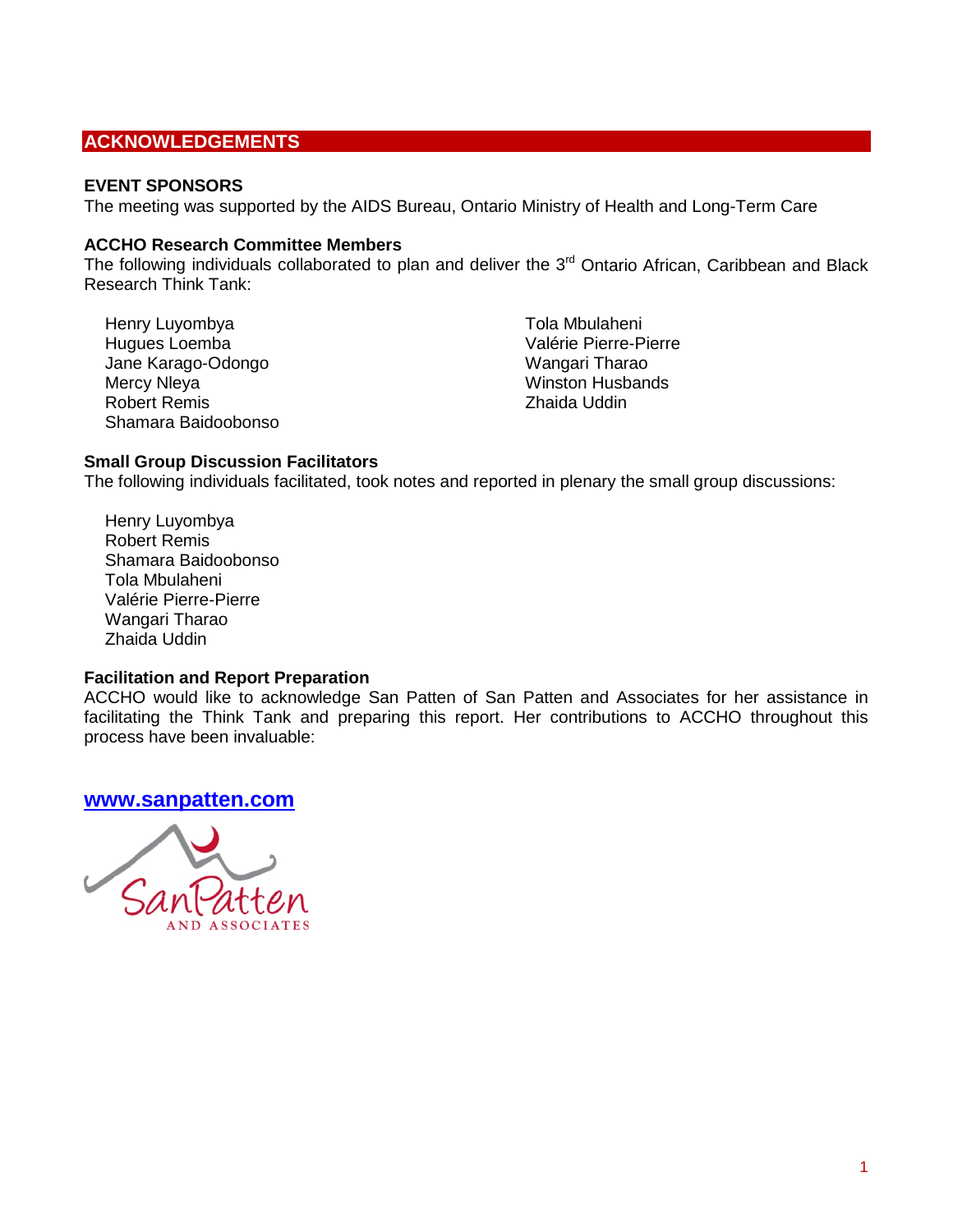## ACKNOWLEDGEMENTS

### EVENT SPONSORS

The meeting was supported by the AIDS Bureau, Ontario Ministry of Health and Long-Term Care

### ACCHO Research Committee Members

The following individuals collaborated to plan and deliver the 3rd Ontario African, Caribbean and Black Research Think Tank:

- Henry Luyombya
- Hugues Loemba
- Jane Karago-Odongo
- Mercy Nleya
- Robert Remis
- Shamara Baidoobonso
- Tola Mbulaheni
- Valérie Pierre-Pierre
- Wangari Tharao
- Winston Husbands
- Zhaida Uddin

### Small Group Discussion Facilitators

The following individuals facilitated, took notes and reported in plenary the small group discussions:

- Henry Luyombya
- Robert Remis
- Shamara Baidoobonso
- Tola Mbulaheni
- Valérie Pierre-Pierre
- Wangari Tharao
- Zhaida Uddin

### Facilitation and Report Preparation

ACCHO would like to acknowledge San Patten of San Patten and Associates for her assistance in facilitating the Think Tank and preparing this report. Her contributions to ACCHO throughout this process have been invaluable:

**www.sanpatten.com**

SanPatten AND ASSOCIATES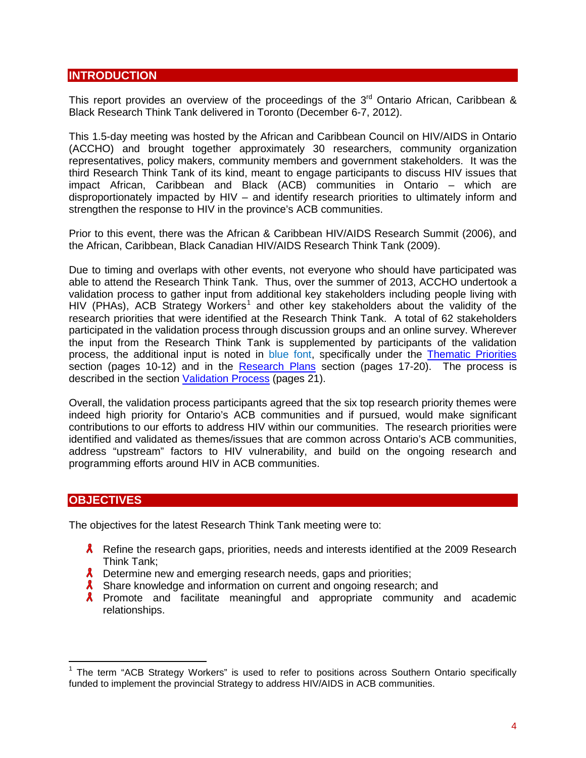## INTRODUCTION

This report provides an overview of the proceedings of the 3rd Ontario African, Caribbean & Black Research Think Tank delivered in Toronto (December 6-7, 2012).

This 1.5-day meeting was hosted by the African and Caribbean Council on HIV/AIDS in Ontario (ACCHO) and brought together approximately 30 researchers, community organization representatives, policy makers, community members and government stakeholders. It was the third Research Think Tank of its kind, meant to engage participants to discuss HIV issues that impact African, Caribbean and Black (ACB) communities in Ontario – which are disproportionately impacted by HIV – and identify research priorities to ultimately inform and strengthen the response to HIV in the province's ACB communities.

Prior to this event, there was the African & Caribbean HIV/AIDS Research Summit (2006), and the African, Caribbean, Black Canadian HIV/AIDS Research Think Tank (2009).

Due to timing and overlaps with other events, not everyone who should have participated was able to attend the Research Think Tank. Thus, over the summer of 2013, ACCHO undertook a validation process to gather input from additional key stakeholders including people living with HIV (PHAs), ACB Strategy Workers[1] and other key stakeholders about the validity of the research priorities that were identified at the Research Think Tank. A total of 62 stakeholders participated in the validation process through discussion groups and an online survey. Wherever the input from the Research Think Tank is supplemented by participants of the validation process, the additional input is noted in blue font, specifically under the Thematic Priorities section (pages 10-12) and in the Research Plans section (pages 17-20). The process is described in the section Validation Process (pages 21).

Overall, the validation process participants agreed that the six top research priority themes were indeed high priority for Ontario's ACB communities and if pursued, would make significant contributions to our efforts to address HIV within our communities. The research priorities were identified and validated as themes/issues that are common across Ontario's ACB communities, address "upstream" factors to HIV vulnerability, and build on the ongoing research and programming efforts around HIV in ACB communities.

## OBJECTIVES

The objectives for the latest Research Think Tank meeting were to:

- Refine the research gaps, priorities, needs and interests identified at the 2009 Research Think Tank;
- Determine new and emerging research needs, gaps and priorities;
- Share knowledge and information on current and ongoing research; and
- Promote and facilitate meaningful and appropriate community and academic relationships.

---

[1] The term "ACB Strategy Workers" is used to refer to positions across Southern Ontario specifically funded to implement the provincial Strategy to address HIV/AIDS in ACB communities.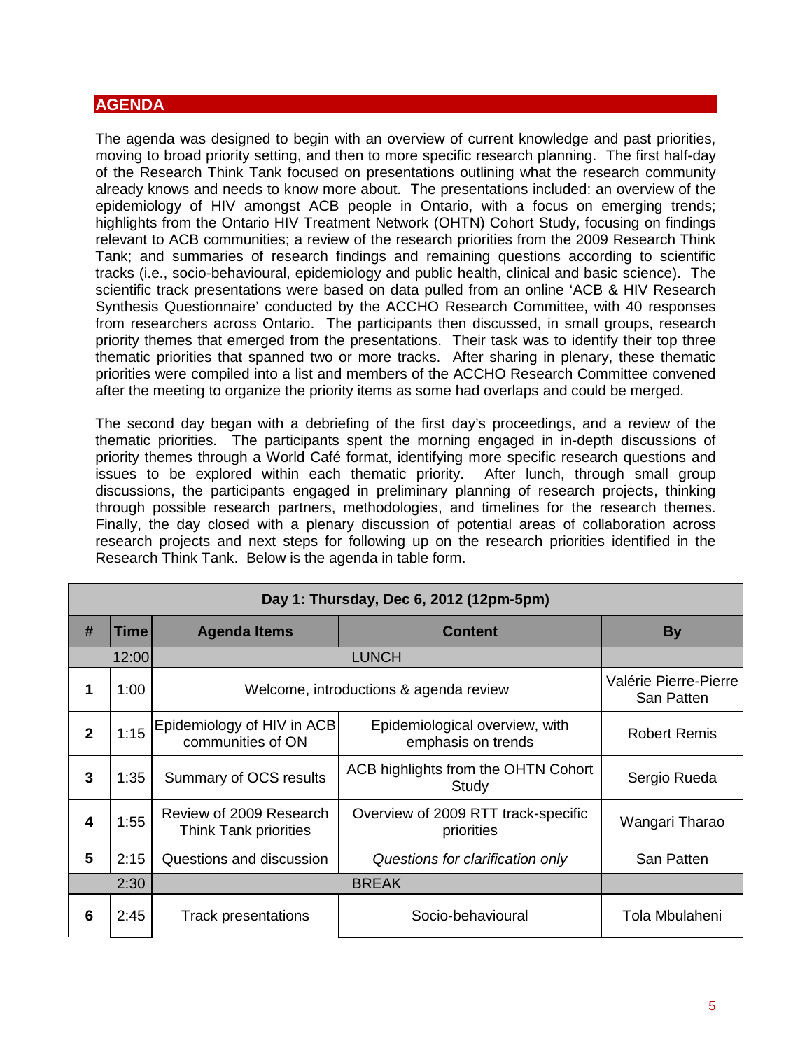## AGENDA

The agenda was designed to begin with an overview of current knowledge and past priorities, moving to broad priority setting, and then to more specific research planning. The first half-day of the Research Think Tank focused on presentations outlining what the research community already knows and needs to know more about. The presentations included: an overview of the epidemiology of HIV amongst ACB people in Ontario, with a focus on emerging trends; highlights from the Ontario HIV Treatment Network (OHTN) Cohort Study, focusing on findings relevant to ACB communities; a review of the research priorities from the 2009 Research Think Tank; and summaries of research findings and remaining questions according to scientific tracks (i.e., socio-behavioural, epidemiology and public health, clinical and basic science). The scientific track presentations were based on data pulled from an online 'ACB & HIV Research Synthesis Questionnaire' conducted by the ACCHO Research Committee, with 40 responses from researchers across Ontario. The participants then discussed, in small groups, research priority themes that emerged from the presentations. Their task was to identify their top three thematic priorities that spanned two or more tracks. After sharing in plenary, these thematic priorities were compiled into a list and members of the ACCHO Research Committee convened after the meeting to organize the priority items as some had overlaps and could be merged.

The second day began with a debriefing of the first day's proceedings, and a review of the thematic priorities. The participants spent the morning engaged in in-depth discussions of priority themes through a World Café format, identifying more specific research questions and issues to be explored within each thematic priority. After lunch, through small group discussions, the participants engaged in preliminary planning of research projects, thinking through possible research partners, methodologies, and timelines for the research themes. Finally, the day closed with a plenary discussion of potential areas of collaboration across research projects and next steps for following up on the research priorities identified in the Research Think Tank. Below is the agenda in table form.

| Day 1: Thursday, Dec 6, 2012 (12pm-5pm) | | | | |
|---|---|---|---|---|
| **#** | **Time** | **Agenda Items** | **Content** | **By** |
| | 12:00 | LUNCH | | |
| 1 | 1:00 | Welcome, introductions & agenda review | | Valérie Pierre-Pierre<br>San Patten |
| 2 | 1:15 | Epidemiology of HIV in ACB communities of ON | Epidemiological overview, with emphasis on trends | Robert Remis |
| 3 | 1:35 | Summary of OCS results | ACB highlights from the OHTN Cohort Study | Sergio Rueda |
| 4 | 1:55 | Review of 2009 Research Think Tank priorities | Overview of 2009 RTT track-specific priorities | Wangari Tharao |
| 5 | 2:15 | Questions and discussion | *Questions for clarification only* | San Patten |
| | 2:30 | BREAK | | |
| 6 | 2:45 | Track presentations | Socio-behavioural | Tola Mbulaheni |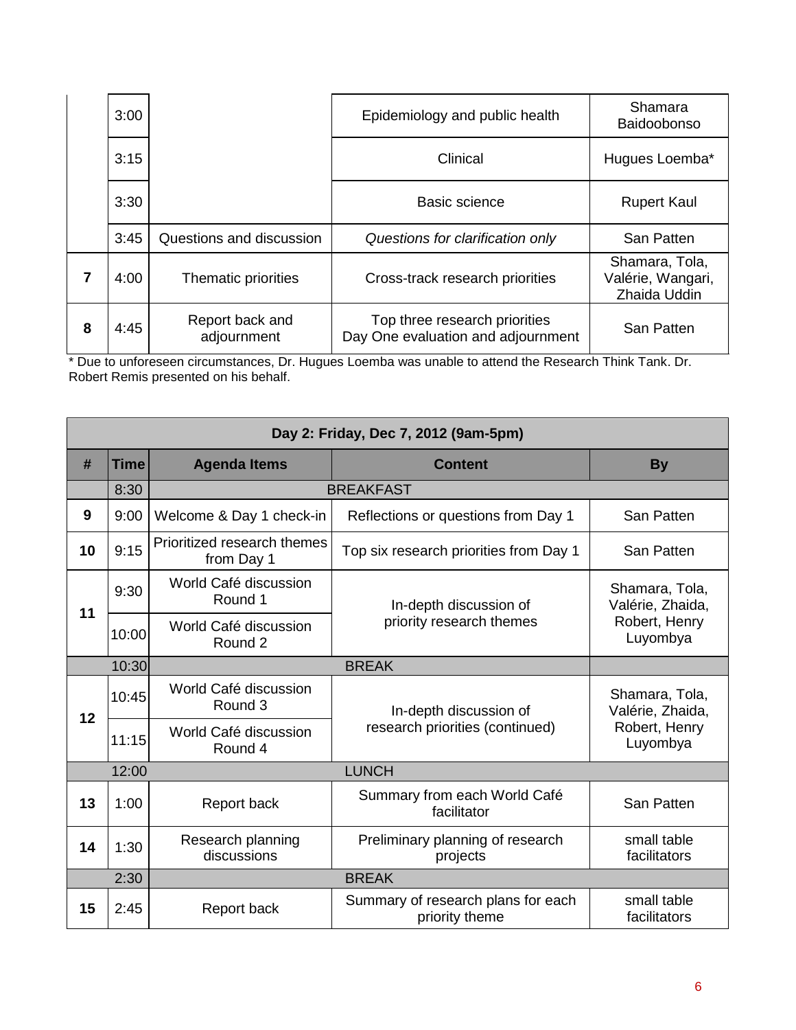| | | | | |
|---|---|---|---|---|
| | 3:00 | | Epidemiology and public health | Shamara Baidoobonso |
| | 3:15 | | Clinical | Hugues Loemba* |
| | 3:30 | | Basic science | Rupert Kaul |
| | 3:45 | Questions and discussion | *Questions for clarification only* | San Patten |
| 7 | 4:00 | Thematic priorities | Cross-track research priorities | Shamara, Tola, Valérie, Wangari, Zhaida Uddin |
| 8 | 4:45 | Report back and adjournment | Top three research priorities Day One evaluation and adjournment | San Patten |

* Due to unforeseen circumstances, Dr. Hugues Loemba was unable to attend the Research Think Tank. Dr. Robert Remis presented on his behalf.

| Day 2: Friday, Dec 7, 2012 (9am-5pm) | | | | |
|---|---|---|---|---|
| **#** | **Time** | **Agenda Items** | **Content** | **By** |
| | 8:30 | BREAKFAST | | |
| 9 | 9:00 | Welcome & Day 1 check-in | Reflections or questions from Day 1 | San Patten |
| 10 | 9:15 | Prioritized research themes from Day 1 | Top six research priorities from Day 1 | San Patten |
| 11 | 9:30 | World Café discussion Round 1 | In-depth discussion of priority research themes | Shamara, Tola, Valérie, Zhaida, Robert, Henry Luyombya |
| | 10:00 | World Café discussion Round 2 | | |
| | 10:30 | BREAK | | |
| 12 | 10:45 | World Café discussion Round 3 | In-depth discussion of research priorities (continued) | Shamara, Tola, Valérie, Zhaida, Robert, Henry Luyombya |
| | 11:15 | World Café discussion Round 4 | | |
| | 12:00 | LUNCH | | |
| 13 | 1:00 | Report back | Summary from each World Café facilitator | San Patten |
| 14 | 1:30 | Research planning discussions | Preliminary planning of research projects | small table facilitators |
| | 2:30 | BREAK | | |
| 15 | 2:45 | Report back | Summary of research plans for each priority theme | small table facilitators |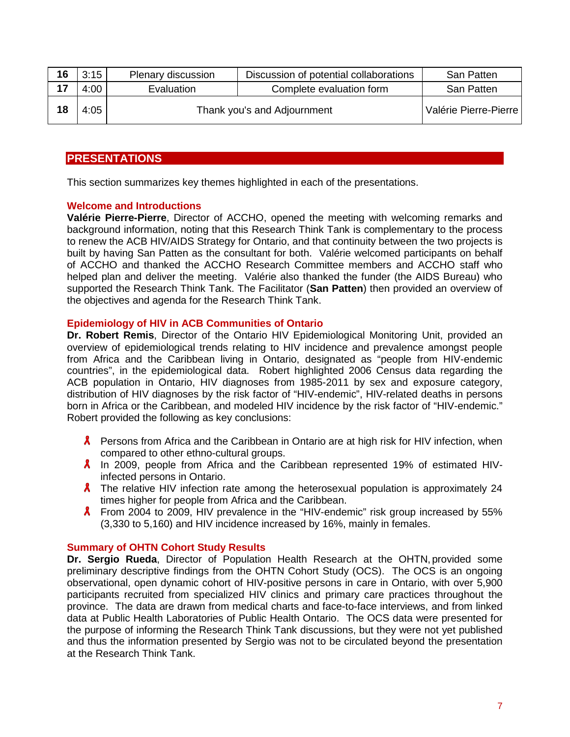| 16 | 3:15 | Plenary discussion | Discussion of potential collaborations | San Patten |
|---|---|---|---|---|
| 17 | 4:00 | Evaluation | Complete evaluation form | San Patten |
| 18 | 4:05 | Thank you's and Adjournment | | Valérie Pierre-Pierre |

## PRESENTATIONS

This section summarizes key themes highlighted in each of the presentations.

### Welcome and Introductions

**Valérie Pierre-Pierre**, Director of ACCHO, opened the meeting with welcoming remarks and background information, noting that this Research Think Tank is complementary to the process to renew the ACB HIV/AIDS Strategy for Ontario, and that continuity between the two projects is built by having San Patten as the consultant for both. Valérie welcomed participants on behalf of ACCHO and thanked the ACCHO Research Committee members and ACCHO staff who helped plan and deliver the meeting. Valérie also thanked the funder (the AIDS Bureau) who supported the Research Think Tank. The Facilitator (**San Patten**) then provided an overview of the objectives and agenda for the Research Think Tank.

### Epidemiology of HIV in ACB Communities of Ontario

**Dr. Robert Remis**, Director of the Ontario HIV Epidemiological Monitoring Unit, provided an overview of epidemiological trends relating to HIV incidence and prevalence amongst people from Africa and the Caribbean living in Ontario, designated as "people from HIV-endemic countries", in the epidemiological data. Robert highlighted 2006 Census data regarding the ACB population in Ontario, HIV diagnoses from 1985-2011 by sex and exposure category, distribution of HIV diagnoses by the risk factor of "HIV-endemic", HIV-related deaths in persons born in Africa or the Caribbean, and modeled HIV incidence by the risk factor of "HIV-endemic." Robert provided the following as key conclusions:

- Persons from Africa and the Caribbean in Ontario are at high risk for HIV infection, when compared to other ethno-cultural groups.
- In 2009, people from Africa and the Caribbean represented 19% of estimated HIV-infected persons in Ontario.
- The relative HIV infection rate among the heterosexual population is approximately 24 times higher for people from Africa and the Caribbean.
- From 2004 to 2009, HIV prevalence in the "HIV-endemic" risk group increased by 55% (3,330 to 5,160) and HIV incidence increased by 16%, mainly in females.

### Summary of OHTN Cohort Study Results

**Dr. Sergio Rueda**, Director of Population Health Research at the OHTN, provided some preliminary descriptive findings from the OHTN Cohort Study (OCS). The OCS is an ongoing observational, open dynamic cohort of HIV-positive persons in care in Ontario, with over 5,900 participants recruited from specialized HIV clinics and primary care practices throughout the province. The data are drawn from medical charts and face-to-face interviews, and from linked data at Public Health Laboratories of Public Health Ontario. The OCS data were presented for the purpose of informing the Research Think Tank discussions, but they were not yet published and thus the information presented by Sergio was not to be circulated beyond the presentation at the Research Think Tank.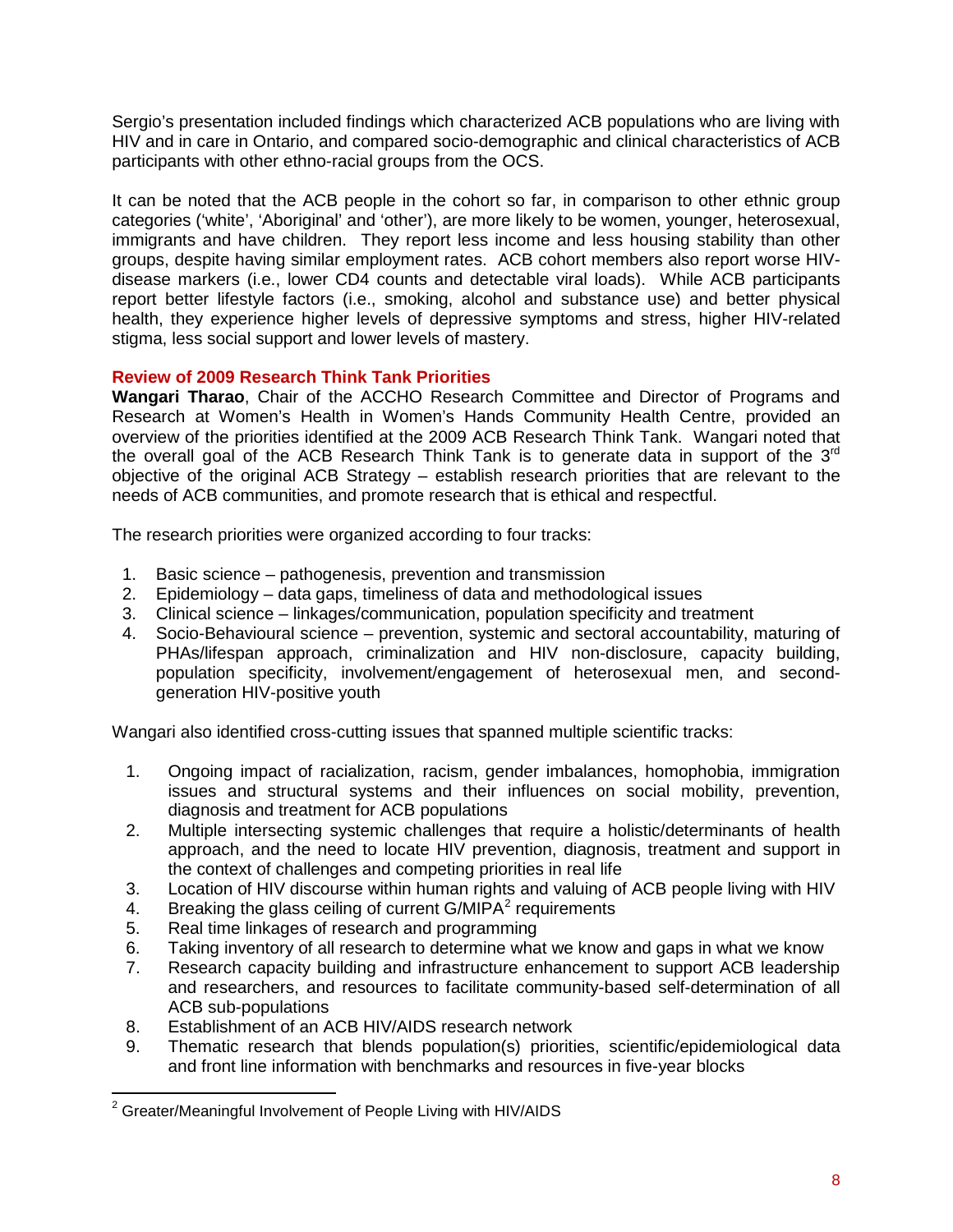Sergio's presentation included findings which characterized ACB populations who are living with HIV and in care in Ontario, and compared socio-demographic and clinical characteristics of ACB participants with other ethno-racial groups from the OCS.

It can be noted that the ACB people in the cohort so far, in comparison to other ethnic group categories ('white', 'Aboriginal' and 'other'), are more likely to be women, younger, heterosexual, immigrants and have children. They report less income and less housing stability than other groups, despite having similar employment rates. ACB cohort members also report worse HIV-disease markers (i.e., lower CD4 counts and detectable viral loads). While ACB participants report better lifestyle factors (i.e., smoking, alcohol and substance use) and better physical health, they experience higher levels of depressive symptoms and stress, higher HIV-related stigma, less social support and lower levels of mastery.

### Review of 2009 Research Think Tank Priorities

**Wangari Tharao**, Chair of the ACCHO Research Committee and Director of Programs and Research at Women's Health in Women's Hands Community Health Centre, provided an overview of the priorities identified at the 2009 ACB Research Think Tank. Wangari noted that the overall goal of the ACB Research Think Tank is to generate data in support of the 3rd objective of the original ACB Strategy – establish research priorities that are relevant to the needs of ACB communities, and promote research that is ethical and respectful.

The research priorities were organized according to four tracks:

1. Basic science – pathogenesis, prevention and transmission
2. Epidemiology – data gaps, timeliness of data and methodological issues
3. Clinical science – linkages/communication, population specificity and treatment
4. Socio-Behavioural science – prevention, systemic and sectoral accountability, maturing of PHAs/lifespan approach, criminalization and HIV non-disclosure, capacity building, population specificity, involvement/engagement of heterosexual men, and second-generation HIV-positive youth

Wangari also identified cross-cutting issues that spanned multiple scientific tracks:

1. Ongoing impact of racialization, racism, gender imbalances, homophobia, immigration issues and structural systems and their influences on social mobility, prevention, diagnosis and treatment for ACB populations
2. Multiple intersecting systemic challenges that require a holistic/determinants of health approach, and the need to locate HIV prevention, diagnosis, treatment and support in the context of challenges and competing priorities in real life
3. Location of HIV discourse within human rights and valuing of ACB people living with HIV
4. Breaking the glass ceiling of current G/MIPA[2] requirements
5. Real time linkages of research and programming
6. Taking inventory of all research to determine what we know and gaps in what we know
7. Research capacity building and infrastructure enhancement to support ACB leadership and researchers, and resources to facilitate community-based self-determination of all ACB sub-populations
8. Establishment of an ACB HIV/AIDS research network
9. Thematic research that blends population(s) priorities, scientific/epidemiological data and front line information with benchmarks and resources in five-year blocks

[2] Greater/Meaningful Involvement of People Living with HIV/AIDS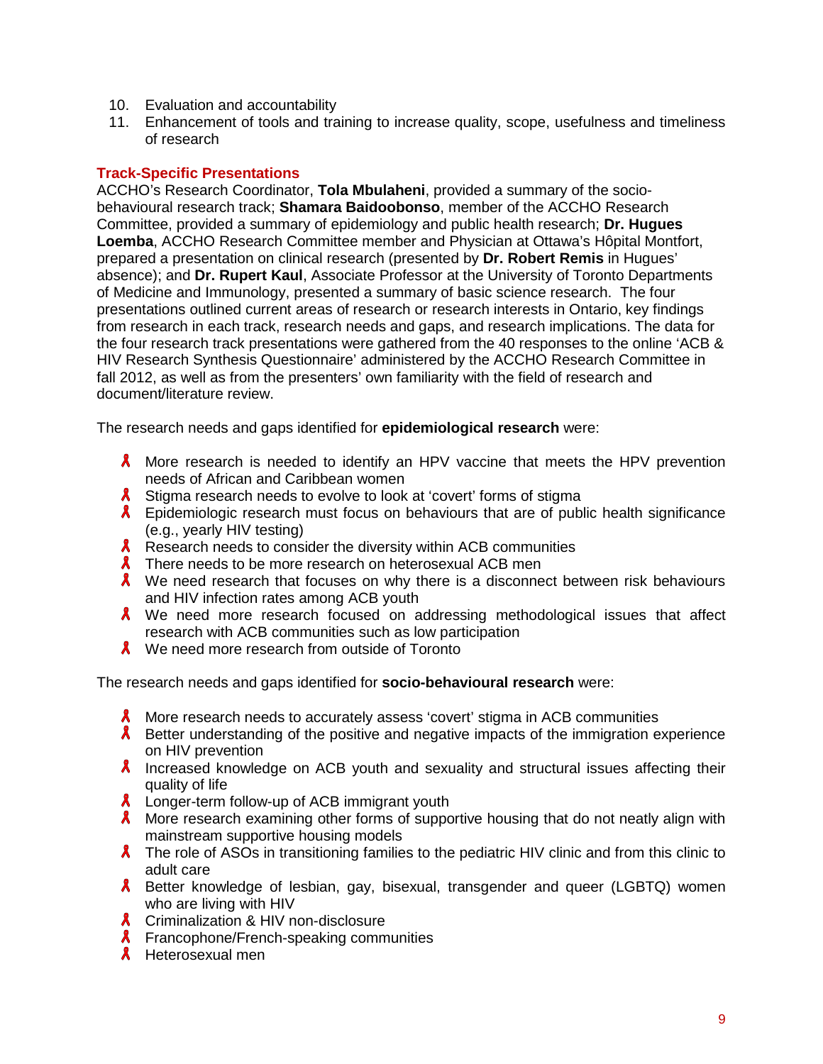10. Evaluation and accountability
11. Enhancement of tools and training to increase quality, scope, usefulness and timeliness of research

### Track-Specific Presentations

ACCHO's Research Coordinator, **Tola Mbulaheni**, provided a summary of the socio-behavioural research track; **Shamara Baidoobonso**, member of the ACCHO Research Committee, provided a summary of epidemiology and public health research; **Dr. Hugues Loemba**, ACCHO Research Committee member and Physician at Ottawa's Hôpital Montfort, prepared a presentation on clinical research (presented by **Dr. Robert Remis** in Hugues' absence); and **Dr. Rupert Kaul**, Associate Professor at the University of Toronto Departments of Medicine and Immunology, presented a summary of basic science research. The four presentations outlined current areas of research or research interests in Ontario, key findings from research in each track, research needs and gaps, and research implications. The data for the four research track presentations were gathered from the 40 responses to the online 'ACB & HIV Research Synthesis Questionnaire' administered by the ACCHO Research Committee in fall 2012, as well as from the presenters' own familiarity with the field of research and document/literature review.

The research needs and gaps identified for **epidemiological research** were:

- More research is needed to identify an HPV vaccine that meets the HPV prevention needs of African and Caribbean women
- Stigma research needs to evolve to look at 'covert' forms of stigma
- Epidemiologic research must focus on behaviours that are of public health significance (e.g., yearly HIV testing)
- Research needs to consider the diversity within ACB communities
- There needs to be more research on heterosexual ACB men
- We need research that focuses on why there is a disconnect between risk behaviours and HIV infection rates among ACB youth
- We need more research focused on addressing methodological issues that affect research with ACB communities such as low participation
- We need more research from outside of Toronto

The research needs and gaps identified for **socio-behavioural research** were:

- More research needs to accurately assess 'covert' stigma in ACB communities
- Better understanding of the positive and negative impacts of the immigration experience on HIV prevention
- Increased knowledge on ACB youth and sexuality and structural issues affecting their quality of life
- Longer-term follow-up of ACB immigrant youth
- More research examining other forms of supportive housing that do not neatly align with mainstream supportive housing models
- The role of ASOs in transitioning families to the pediatric HIV clinic and from this clinic to adult care
- Better knowledge of lesbian, gay, bisexual, transgender and queer (LGBTQ) women who are living with HIV
- Criminalization & HIV non-disclosure
- Francophone/French-speaking communities
- Heterosexual men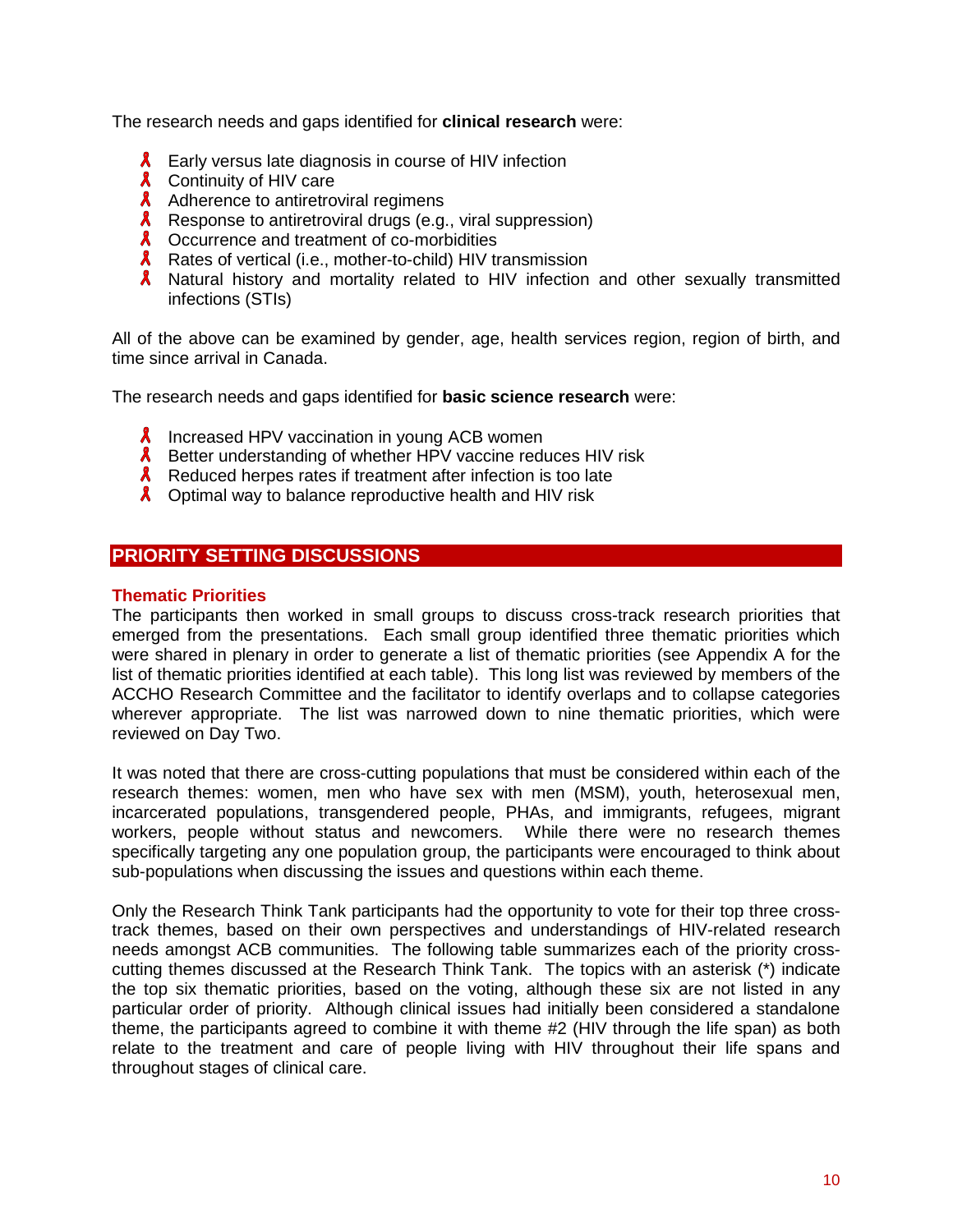The research needs and gaps identified for **clinical research** were:

- Early versus late diagnosis in course of HIV infection
- Continuity of HIV care
- Adherence to antiretroviral regimens
- Response to antiretroviral drugs (e.g., viral suppression)
- Occurrence and treatment of co-morbidities
- Rates of vertical (i.e., mother-to-child) HIV transmission
- Natural history and mortality related to HIV infection and other sexually transmitted infections (STIs)

All of the above can be examined by gender, age, health services region, region of birth, and time since arrival in Canada.

The research needs and gaps identified for **basic science research** were:

- Increased HPV vaccination in young ACB women
- Better understanding of whether HPV vaccine reduces HIV risk
- Reduced herpes rates if treatment after infection is too late
- Optimal way to balance reproductive health and HIV risk

## PRIORITY SETTING DISCUSSIONS

### Thematic Priorities

The participants then worked in small groups to discuss cross-track research priorities that emerged from the presentations. Each small group identified three thematic priorities which were shared in plenary in order to generate a list of thematic priorities (see Appendix A for the list of thematic priorities identified at each table). This long list was reviewed by members of the ACCHO Research Committee and the facilitator to identify overlaps and to collapse categories wherever appropriate. The list was narrowed down to nine thematic priorities, which were reviewed on Day Two.

It was noted that there are cross-cutting populations that must be considered within each of the research themes: women, men who have sex with men (MSM), youth, heterosexual men, incarcerated populations, transgendered people, PHAs, and immigrants, refugees, migrant workers, people without status and newcomers. While there were no research themes specifically targeting any one population group, the participants were encouraged to think about sub-populations when discussing the issues and questions within each theme.

Only the Research Think Tank participants had the opportunity to vote for their top three cross-track themes, based on their own perspectives and understandings of HIV-related research needs amongst ACB communities. The following table summarizes each of the priority cross-cutting themes discussed at the Research Think Tank. The topics with an asterisk (*) indicate the top six thematic priorities, based on the voting, although these six are not listed in any particular order of priority. Although clinical issues had initially been considered a standalone theme, the participants agreed to combine it with theme #2 (HIV through the life span) as both relate to the treatment and care of people living with HIV throughout their life spans and throughout stages of clinical care.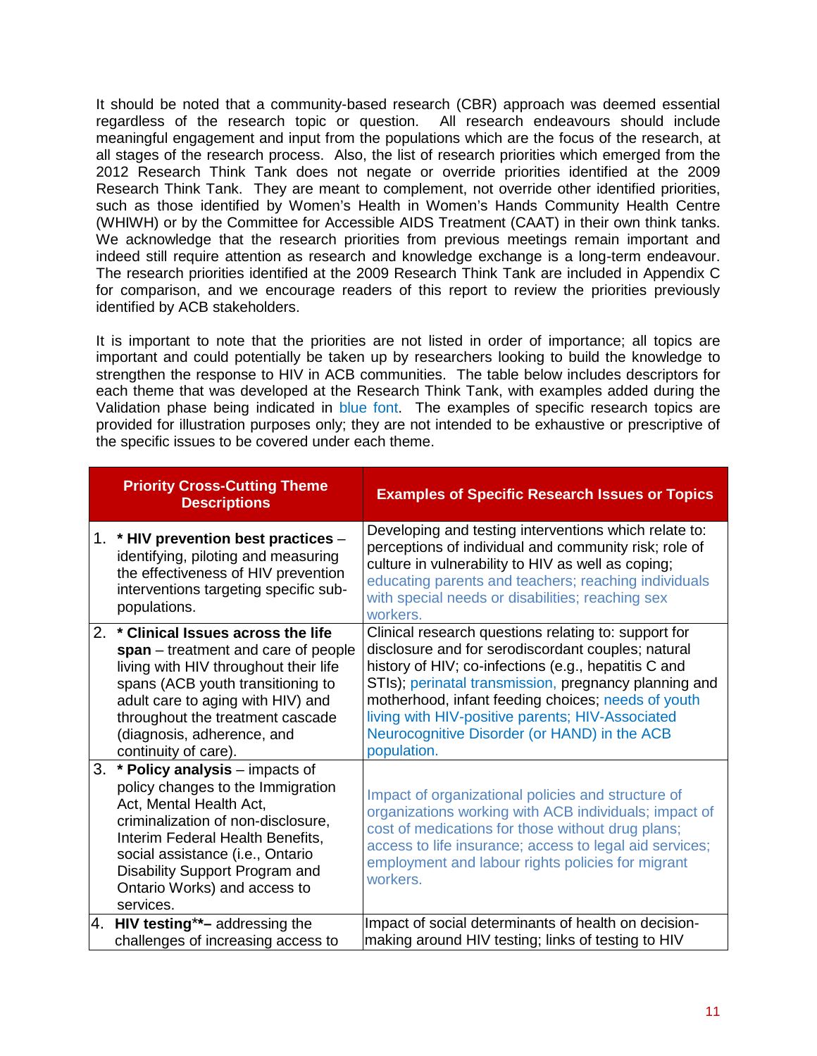It should be noted that a community-based research (CBR) approach was deemed essential regardless of the research topic or question. All research endeavours should include meaningful engagement and input from the populations which are the focus of the research, at all stages of the research process. Also, the list of research priorities which emerged from the 2012 Research Think Tank does not negate or override priorities identified at the 2009 Research Think Tank. They are meant to complement, not override other identified priorities, such as those identified by Women's Health in Women's Hands Community Health Centre (WHIWH) or by the Committee for Accessible AIDS Treatment (CAAT) in their own think tanks. We acknowledge that the research priorities from previous meetings remain important and indeed still require attention as research and knowledge exchange is a long-term endeavour. The research priorities identified at the 2009 Research Think Tank are included in Appendix C for comparison, and we encourage readers of this report to review the priorities previously identified by ACB stakeholders.

It is important to note that the priorities are not listed in order of importance; all topics are important and could potentially be taken up by researchers looking to build the knowledge to strengthen the response to HIV in ACB communities. The table below includes descriptors for each theme that was developed at the Research Think Tank, with examples added during the Validation phase being indicated in blue font. The examples of specific research topics are provided for illustration purposes only; they are not intended to be exhaustive or prescriptive of the specific issues to be covered under each theme.

| Priority Cross-Cutting Theme Descriptions | Examples of Specific Research Issues or Topics |
|---|---|
| 1. **\* HIV prevention best practices** – identifying, piloting and measuring the effectiveness of HIV prevention interventions targeting specific sub-populations. | Developing and testing interventions which relate to: perceptions of individual and community risk; role of culture in vulnerability to HIV as well as coping; educating parents and teachers; reaching individuals with special needs or disabilities; reaching sex workers. |
| 2. **\* Clinical Issues across the life span** – treatment and care of people living with HIV throughout their life spans (ACB youth transitioning to adult care to aging with HIV) and throughout the treatment cascade (diagnosis, adherence, and continuity of care). | Clinical research questions relating to: support for disclosure and for serodiscordant couples; natural history of HIV; co-infections (e.g., hepatitis C and STIs); perinatal transmission, pregnancy planning and motherhood, infant feeding choices; needs of youth living with HIV-positive parents; HIV-Associated Neurocognitive Disorder (or HAND) in the ACB population. |
| 3. **\* Policy analysis** – impacts of policy changes to the Immigration Act, Mental Health Act, criminalization of non-disclosure, Interim Federal Health Benefits, social assistance (i.e., Ontario Disability Support Program and Ontario Works) and access to services. | Impact of organizational policies and structure of organizations working with ACB individuals; impact of cost of medications for those without drug plans; access to life insurance; access to legal aid services; employment and labour rights policies for migrant workers. |
| 4. **HIV testing\*\*–** addressing the challenges of increasing access to | Impact of social determinants of health on decision-making around HIV testing; links of testing to HIV |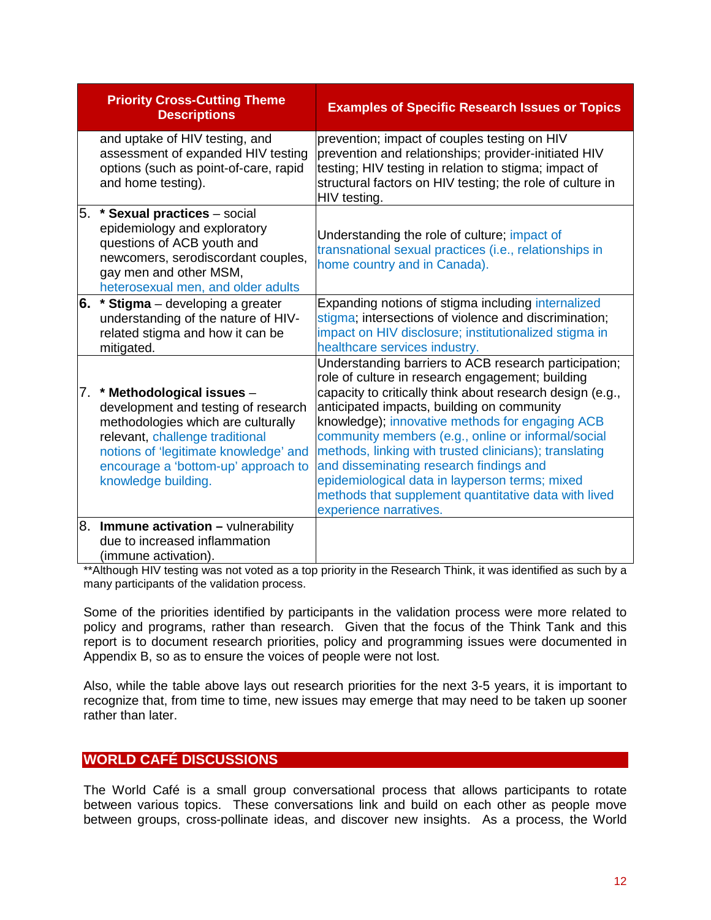| Priority Cross-Cutting Theme Descriptions | Examples of Specific Research Issues or Topics |
|---|---|
| and uptake of HIV testing, and assessment of expanded HIV testing options (such as point-of-care, rapid and home testing). | prevention; impact of couples testing on HIV prevention and relationships; provider-initiated HIV testing; HIV testing in relation to stigma; impact of structural factors on HIV testing; the role of culture in HIV testing. |
| 5. **\* Sexual practices** – social epidemiology and exploratory questions of ACB youth and newcomers, serodiscordant couples, gay men and other MSM, heterosexual men, and older adults | Understanding the role of culture; impact of transnational sexual practices (i.e., relationships in home country and in Canada). |
| **6.** **\* Stigma** – developing a greater understanding of the nature of HIV-related stigma and how it can be mitigated. | Expanding notions of stigma including internalized stigma; intersections of violence and discrimination; impact on HIV disclosure; institutionalized stigma in healthcare services industry. |
| 7. **\* Methodological issues** – development and testing of research methodologies which are culturally relevant, challenge traditional notions of 'legitimate knowledge' and encourage a 'bottom-up' approach to knowledge building. | Understanding barriers to ACB research participation; role of culture in research engagement; building capacity to critically think about research design (e.g., anticipated impacts, building on community knowledge); innovative methods for engaging ACB community members (e.g., online or informal/social methods, linking with trusted clinicians); translating and disseminating research findings and epidemiological data in layperson terms; mixed methods that supplement quantitative data with lived experience narratives. |
| 8. **Immune activation –** vulnerability due to increased inflammation (immune activation). | |

**Although HIV testing was not voted as a top priority in the Research Think, it was identified as such by a many participants of the validation process.

Some of the priorities identified by participants in the validation process were more related to policy and programs, rather than research. Given that the focus of the Think Tank and this report is to document research priorities, policy and programming issues were documented in Appendix B, so as to ensure the voices of people were not lost.

Also, while the table above lays out research priorities for the next 3-5 years, it is important to recognize that, from time to time, new issues may emerge that may need to be taken up sooner rather than later.

## WORLD CAFÉ DISCUSSIONS

The World Café is a small group conversational process that allows participants to rotate between various topics. These conversations link and build on each other as people move between groups, cross-pollinate ideas, and discover new insights. As a process, the World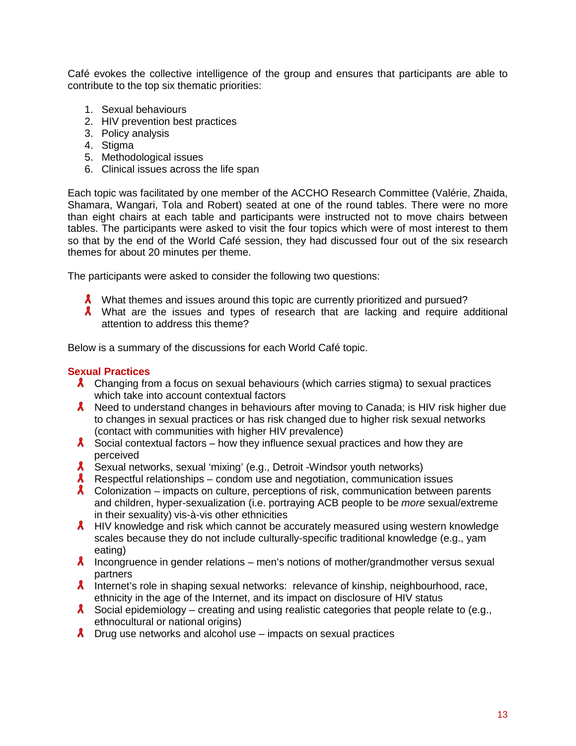Café evokes the collective intelligence of the group and ensures that participants are able to contribute to the top six thematic priorities:

1. Sexual behaviours
2. HIV prevention best practices
3. Policy analysis
4. Stigma
5. Methodological issues
6. Clinical issues across the life span

Each topic was facilitated by one member of the ACCHO Research Committee (Valérie, Zhaida, Shamara, Wangari, Tola and Robert) seated at one of the round tables. There were no more than eight chairs at each table and participants were instructed not to move chairs between tables. The participants were asked to visit the four topics which were of most interest to them so that by the end of the World Café session, they had discussed four out of the six research themes for about 20 minutes per theme.

The participants were asked to consider the following two questions:

- What themes and issues around this topic are currently prioritized and pursued?
- What are the issues and types of research that are lacking and require additional attention to address this theme?

Below is a summary of the discussions for each World Café topic.

### Sexual Practices

- Changing from a focus on sexual behaviours (which carries stigma) to sexual practices which take into account contextual factors
- Need to understand changes in behaviours after moving to Canada; is HIV risk higher due to changes in sexual practices or has risk changed due to higher risk sexual networks (contact with communities with higher HIV prevalence)
- Social contextual factors – how they influence sexual practices and how they are perceived
- Sexual networks, sexual 'mixing' (e.g., Detroit -Windsor youth networks)
- Respectful relationships – condom use and negotiation, communication issues
- Colonization – impacts on culture, perceptions of risk, communication between parents and children, hyper-sexualization (i.e. portraying ACB people to be *more* sexual/extreme in their sexuality) vis-à-vis other ethnicities
- HIV knowledge and risk which cannot be accurately measured using western knowledge scales because they do not include culturally-specific traditional knowledge (e.g., yam eating)
- Incongruence in gender relations – men's notions of mother/grandmother versus sexual partners
- Internet's role in shaping sexual networks: relevance of kinship, neighbourhood, race, ethnicity in the age of the Internet, and its impact on disclosure of HIV status
- Social epidemiology – creating and using realistic categories that people relate to (e.g., ethnocultural or national origins)
- Drug use networks and alcohol use – impacts on sexual practices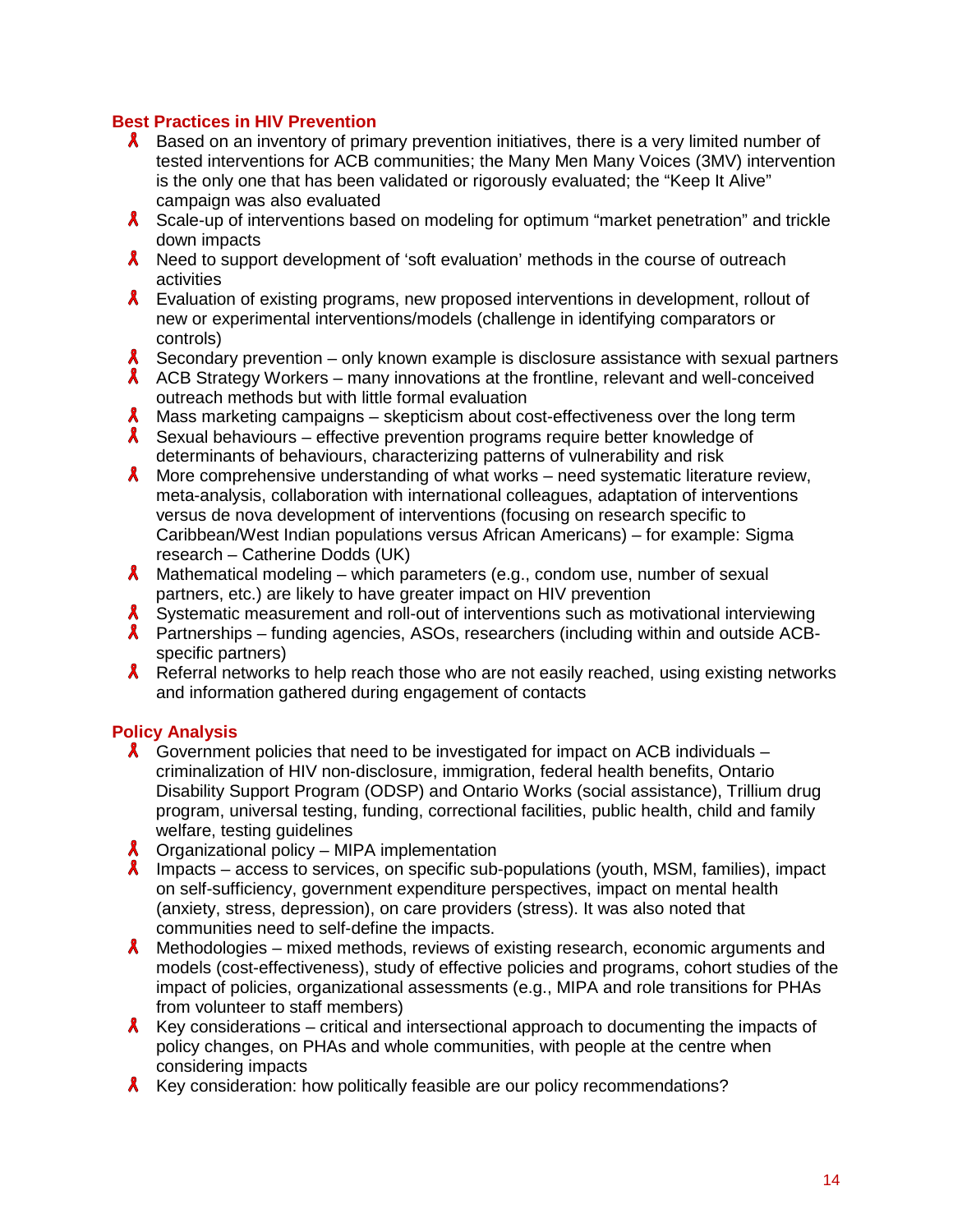## Best Practices in HIV Prevention

- Based on an inventory of primary prevention initiatives, there is a very limited number of tested interventions for ACB communities; the Many Men Many Voices (3MV) intervention is the only one that has been validated or rigorously evaluated; the "Keep It Alive" campaign was also evaluated
- Scale-up of interventions based on modeling for optimum "market penetration" and trickle down impacts
- Need to support development of 'soft evaluation' methods in the course of outreach activities
- Evaluation of existing programs, new proposed interventions in development, rollout of new or experimental interventions/models (challenge in identifying comparators or controls)
- Secondary prevention – only known example is disclosure assistance with sexual partners
- ACB Strategy Workers – many innovations at the frontline, relevant and well-conceived outreach methods but with little formal evaluation
- Mass marketing campaigns – skepticism about cost-effectiveness over the long term
- Sexual behaviours – effective prevention programs require better knowledge of determinants of behaviours, characterizing patterns of vulnerability and risk
- More comprehensive understanding of what works – need systematic literature review, meta-analysis, collaboration with international colleagues, adaptation of interventions versus de nova development of interventions (focusing on research specific to Caribbean/West Indian populations versus African Americans) – for example: Sigma research – Catherine Dodds (UK)
- Mathematical modeling – which parameters (e.g., condom use, number of sexual partners, etc.) are likely to have greater impact on HIV prevention
- Systematic measurement and roll-out of interventions such as motivational interviewing
- Partnerships – funding agencies, ASOs, researchers (including within and outside ACB-specific partners)
- Referral networks to help reach those who are not easily reached, using existing networks and information gathered during engagement of contacts

## Policy Analysis

- Government policies that need to be investigated for impact on ACB individuals – criminalization of HIV non-disclosure, immigration, federal health benefits, Ontario Disability Support Program (ODSP) and Ontario Works (social assistance), Trillium drug program, universal testing, funding, correctional facilities, public health, child and family welfare, testing guidelines
- Organizational policy – MIPA implementation
- Impacts – access to services, on specific sub-populations (youth, MSM, families), impact on self-sufficiency, government expenditure perspectives, impact on mental health (anxiety, stress, depression), on care providers (stress). It was also noted that communities need to self-define the impacts.
- Methodologies – mixed methods, reviews of existing research, economic arguments and models (cost-effectiveness), study of effective policies and programs, cohort studies of the impact of policies, organizational assessments (e.g., MIPA and role transitions for PHAs from volunteer to staff members)
- Key considerations – critical and intersectional approach to documenting the impacts of policy changes, on PHAs and whole communities, with people at the centre when considering impacts
- Key consideration: how politically feasible are our policy recommendations?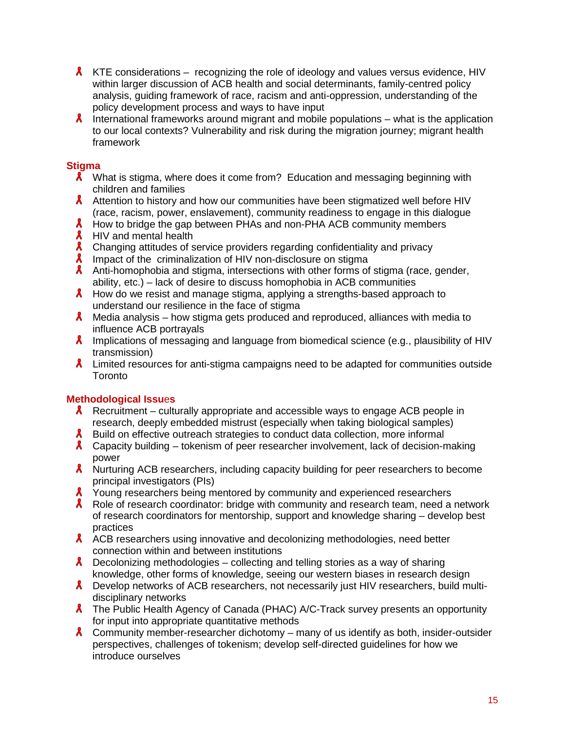- KTE considerations – recognizing the role of ideology and values versus evidence, HIV within larger discussion of ACB health and social determinants, family-centred policy analysis, guiding framework of race, racism and anti-oppression, understanding of the policy development process and ways to have input
- International frameworks around migrant and mobile populations – what is the application to our local contexts? Vulnerability and risk during the migration journey; migrant health framework

### Stigma

- What is stigma, where does it come from? Education and messaging beginning with children and families
- Attention to history and how our communities have been stigmatized well before HIV (race, racism, power, enslavement), community readiness to engage in this dialogue
- How to bridge the gap between PHAs and non-PHA ACB community members
- HIV and mental health
- Changing attitudes of service providers regarding confidentiality and privacy
- Impact of the criminalization of HIV non-disclosure on stigma
- Anti-homophobia and stigma, intersections with other forms of stigma (race, gender, ability, etc.) – lack of desire to discuss homophobia in ACB communities
- How do we resist and manage stigma, applying a strengths-based approach to understand our resilience in the face of stigma
- Media analysis – how stigma gets produced and reproduced, alliances with media to influence ACB portrayals
- Implications of messaging and language from biomedical science (e.g., plausibility of HIV transmission)
- Limited resources for anti-stigma campaigns need to be adapted for communities outside Toronto

### Methodological Issues

- Recruitment – culturally appropriate and accessible ways to engage ACB people in research, deeply embedded mistrust (especially when taking biological samples)
- Build on effective outreach strategies to conduct data collection, more informal
- Capacity building – tokenism of peer researcher involvement, lack of decision-making power
- Nurturing ACB researchers, including capacity building for peer researchers to become principal investigators (PIs)
- Young researchers being mentored by community and experienced researchers
- Role of research coordinator: bridge with community and research team, need a network of research coordinators for mentorship, support and knowledge sharing – develop best practices
- ACB researchers using innovative and decolonizing methodologies, need better connection within and between institutions
- Decolonizing methodologies – collecting and telling stories as a way of sharing knowledge, other forms of knowledge, seeing our western biases in research design
- Develop networks of ACB researchers, not necessarily just HIV researchers, build multi-disciplinary networks
- The Public Health Agency of Canada (PHAC) A/C-Track survey presents an opportunity for input into appropriate quantitative methods
- Community member-researcher dichotomy – many of us identify as both, insider-outsider perspectives, challenges of tokenism; develop self-directed guidelines for how we introduce ourselves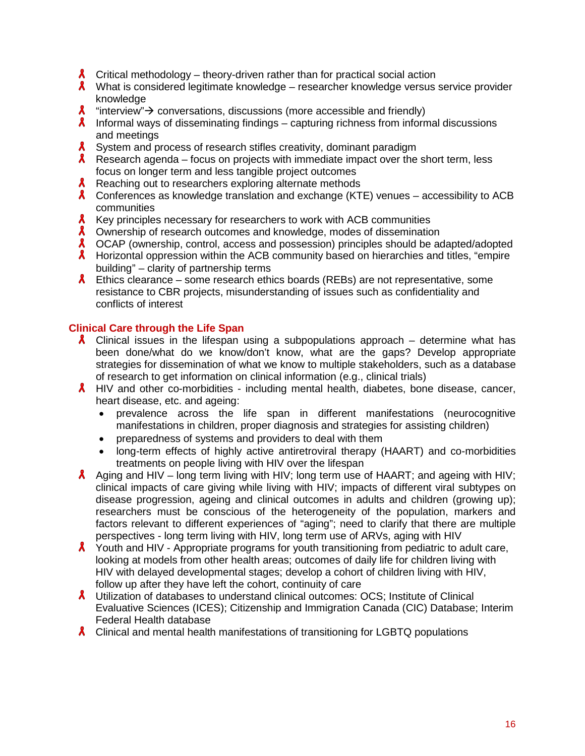- Critical methodology – theory-driven rather than for practical social action
- What is considered legitimate knowledge – researcher knowledge versus service provider knowledge
- “interview”→ conversations, discussions (more accessible and friendly)
- Informal ways of disseminating findings – capturing richness from informal discussions and meetings
- System and process of research stifles creativity, dominant paradigm
- Research agenda – focus on projects with immediate impact over the short term, less focus on longer term and less tangible project outcomes
- Reaching out to researchers exploring alternate methods
- Conferences as knowledge translation and exchange (KTE) venues – accessibility to ACB communities
- Key principles necessary for researchers to work with ACB communities
- Ownership of research outcomes and knowledge, modes of dissemination
- OCAP (ownership, control, access and possession) principles should be adapted/adopted
- Horizontal oppression within the ACB community based on hierarchies and titles, “empire building” – clarity of partnership terms
- Ethics clearance – some research ethics boards (REBs) are not representative, some resistance to CBR projects, misunderstanding of issues such as confidentiality and conflicts of interest

### Clinical Care through the Life Span

- Clinical issues in the lifespan using a subpopulations approach – determine what has been done/what do we know/don’t know, what are the gaps? Develop appropriate strategies for dissemination of what we know to multiple stakeholders, such as a database of research to get information on clinical information (e.g., clinical trials)
- HIV and other co-morbidities - including mental health, diabetes, bone disease, cancer, heart disease, etc. and ageing:
  - prevalence across the life span in different manifestations (neurocognitive manifestations in children, proper diagnosis and strategies for assisting children)
  - preparedness of systems and providers to deal with them
  - long-term effects of highly active antiretroviral therapy (HAART) and co-morbidities treatments on people living with HIV over the lifespan
- Aging and HIV – long term living with HIV; long term use of HAART; and ageing with HIV; clinical impacts of care giving while living with HIV; impacts of different viral subtypes on disease progression, ageing and clinical outcomes in adults and children (growing up); researchers must be conscious of the heterogeneity of the population, markers and factors relevant to different experiences of “aging”; need to clarify that there are multiple perspectives - long term living with HIV, long term use of ARVs, aging with HIV
- Youth and HIV - Appropriate programs for youth transitioning from pediatric to adult care, looking at models from other health areas; outcomes of daily life for children living with HIV with delayed developmental stages; develop a cohort of children living with HIV, follow up after they have left the cohort, continuity of care
- Utilization of databases to understand clinical outcomes: OCS; Institute of Clinical Evaluative Sciences (ICES); Citizenship and Immigration Canada (CIC) Database; Interim Federal Health database
- Clinical and mental health manifestations of transitioning for LGBTQ populations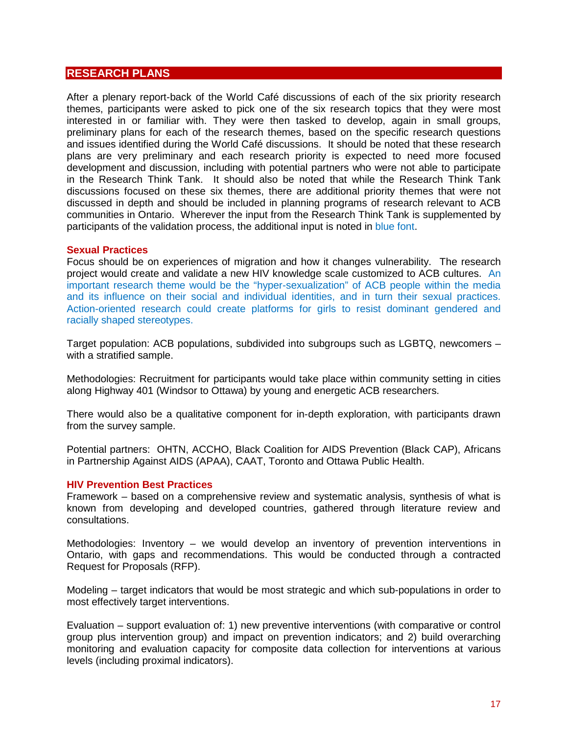## RESEARCH PLANS

After a plenary report-back of the World Café discussions of each of the six priority research themes, participants were asked to pick one of the six research topics that they were most interested in or familiar with. They were then tasked to develop, again in small groups, preliminary plans for each of the research themes, based on the specific research questions and issues identified during the World Café discussions. It should be noted that these research plans are very preliminary and each research priority is expected to need more focused development and discussion, including with potential partners who were not able to participate in the Research Think Tank. It should also be noted that while the Research Think Tank discussions focused on these six themes, there are additional priority themes that were not discussed in depth and should be included in planning programs of research relevant to ACB communities in Ontario. Wherever the input from the Research Think Tank is supplemented by participants of the validation process, the additional input is noted in blue font.

### Sexual Practices

Focus should be on experiences of migration and how it changes vulnerability. The research project would create and validate a new HIV knowledge scale customized to ACB cultures. An important research theme would be the "hyper-sexualization" of ACB people within the media and its influence on their social and individual identities, and in turn their sexual practices. Action-oriented research could create platforms for girls to resist dominant gendered and racially shaped stereotypes.

Target population: ACB populations, subdivided into subgroups such as LGBTQ, newcomers – with a stratified sample.

Methodologies: Recruitment for participants would take place within community setting in cities along Highway 401 (Windsor to Ottawa) by young and energetic ACB researchers.

There would also be a qualitative component for in-depth exploration, with participants drawn from the survey sample.

Potential partners: OHTN, ACCHO, Black Coalition for AIDS Prevention (Black CAP), Africans in Partnership Against AIDS (APAA), CAAT, Toronto and Ottawa Public Health.

### HIV Prevention Best Practices

Framework – based on a comprehensive review and systematic analysis, synthesis of what is known from developing and developed countries, gathered through literature review and consultations.

Methodologies: Inventory – we would develop an inventory of prevention interventions in Ontario, with gaps and recommendations. This would be conducted through a contracted Request for Proposals (RFP).

Modeling – target indicators that would be most strategic and which sub-populations in order to most effectively target interventions.

Evaluation – support evaluation of: 1) new preventive interventions (with comparative or control group plus intervention group) and impact on prevention indicators; and 2) build overarching monitoring and evaluation capacity for composite data collection for interventions at various levels (including proximal indicators).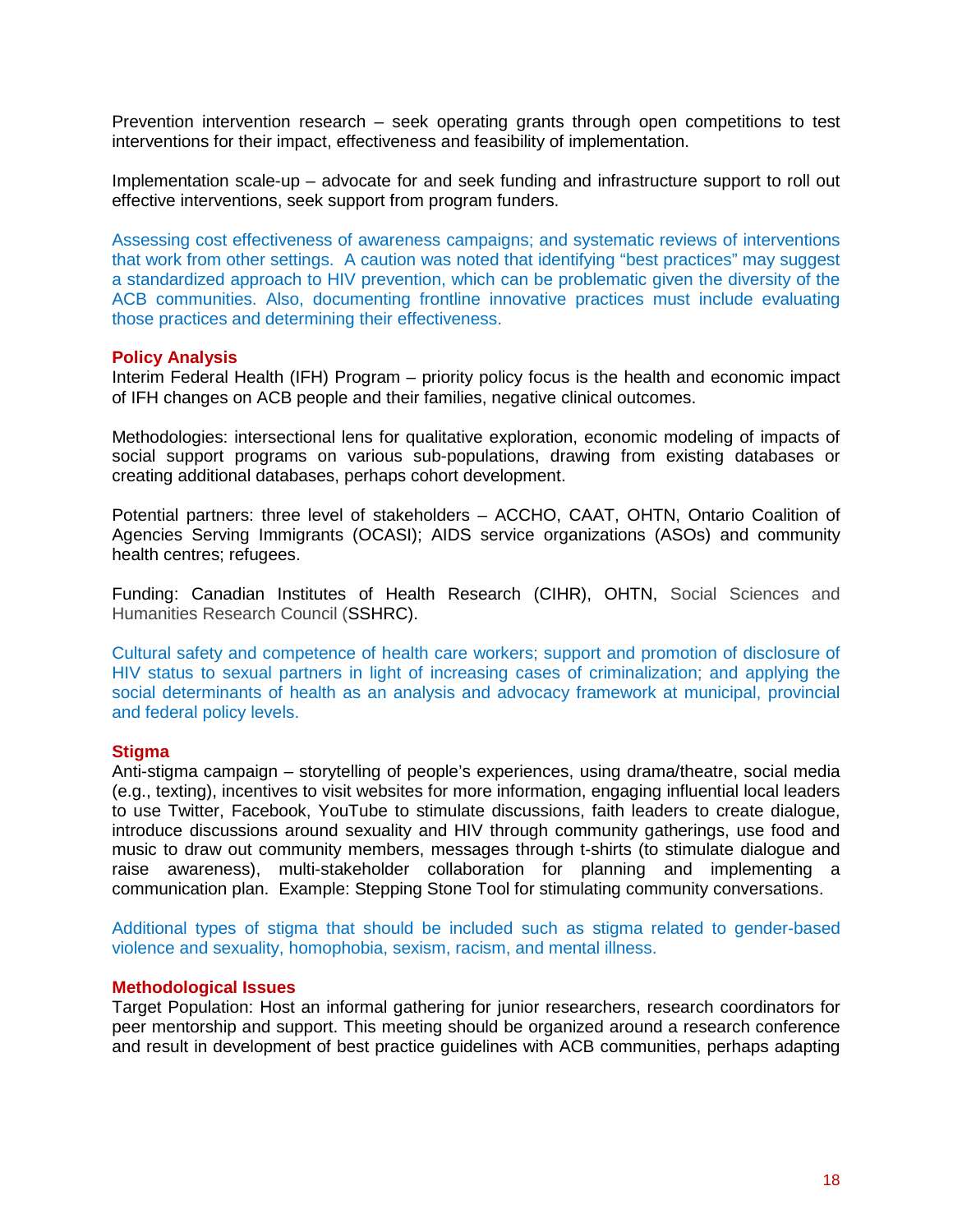Prevention intervention research – seek operating grants through open competitions to test interventions for their impact, effectiveness and feasibility of implementation.

Implementation scale-up – advocate for and seek funding and infrastructure support to roll out effective interventions, seek support from program funders.

Assessing cost effectiveness of awareness campaigns; and systematic reviews of interventions that work from other settings. A caution was noted that identifying "best practices" may suggest a standardized approach to HIV prevention, which can be problematic given the diversity of the ACB communities. Also, documenting frontline innovative practices must include evaluating those practices and determining their effectiveness.

### Policy Analysis

Interim Federal Health (IFH) Program – priority policy focus is the health and economic impact of IFH changes on ACB people and their families, negative clinical outcomes.

Methodologies: intersectional lens for qualitative exploration, economic modeling of impacts of social support programs on various sub-populations, drawing from existing databases or creating additional databases, perhaps cohort development.

Potential partners: three level of stakeholders – ACCHO, CAAT, OHTN, Ontario Coalition of Agencies Serving Immigrants (OCASI); AIDS service organizations (ASOs) and community health centres; refugees.

Funding: Canadian Institutes of Health Research (CIHR), OHTN, Social Sciences and Humanities Research Council (SSHRC).

Cultural safety and competence of health care workers; support and promotion of disclosure of HIV status to sexual partners in light of increasing cases of criminalization; and applying the social determinants of health as an analysis and advocacy framework at municipal, provincial and federal policy levels.

### Stigma

Anti-stigma campaign – storytelling of people's experiences, using drama/theatre, social media (e.g., texting), incentives to visit websites for more information, engaging influential local leaders to use Twitter, Facebook, YouTube to stimulate discussions, faith leaders to create dialogue, introduce discussions around sexuality and HIV through community gatherings, use food and music to draw out community members, messages through t-shirts (to stimulate dialogue and raise awareness), multi-stakeholder collaboration for planning and implementing a communication plan. Example: Stepping Stone Tool for stimulating community conversations.

Additional types of stigma that should be included such as stigma related to gender-based violence and sexuality, homophobia, sexism, racism, and mental illness.

### Methodological Issues

Target Population: Host an informal gathering for junior researchers, research coordinators for peer mentorship and support. This meeting should be organized around a research conference and result in development of best practice guidelines with ACB communities, perhaps adapting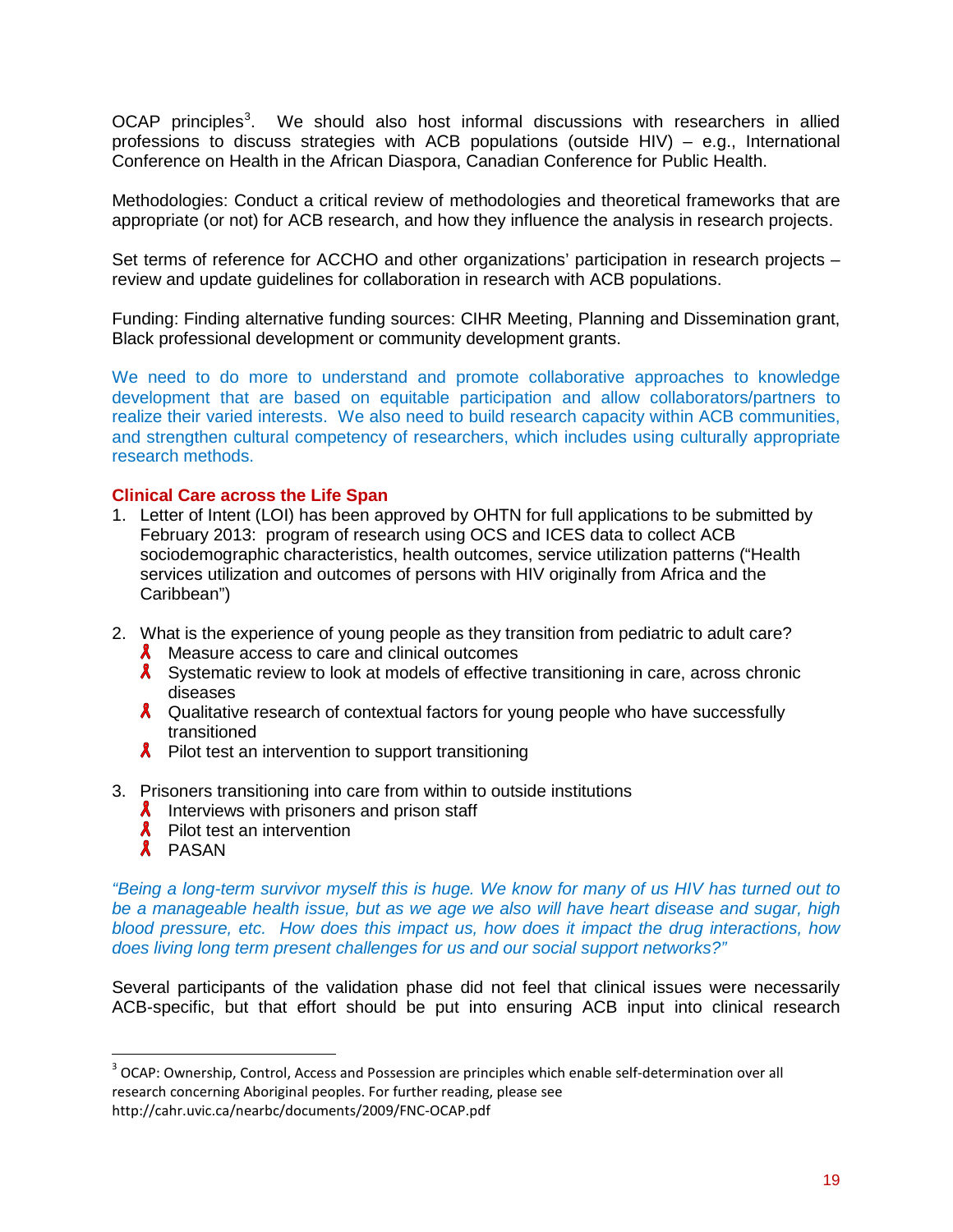OCAP principles[3]. We should also host informal discussions with researchers in allied professions to discuss strategies with ACB populations (outside HIV) – e.g., International Conference on Health in the African Diaspora, Canadian Conference for Public Health.

Methodologies: Conduct a critical review of methodologies and theoretical frameworks that are appropriate (or not) for ACB research, and how they influence the analysis in research projects.

Set terms of reference for ACCHO and other organizations' participation in research projects – review and update guidelines for collaboration in research with ACB populations.

Funding: Finding alternative funding sources: CIHR Meeting, Planning and Dissemination grant, Black professional development or community development grants.

We need to do more to understand and promote collaborative approaches to knowledge development that are based on equitable participation and allow collaborators/partners to realize their varied interests. We also need to build research capacity within ACB communities, and strengthen cultural competency of researchers, which includes using culturally appropriate research methods.

**Clinical Care across the Life Span**

1. Letter of Intent (LOI) has been approved by OHTN for full applications to be submitted by February 2013: program of research using OCS and ICES data to collect ACB sociodemographic characteristics, health outcomes, service utilization patterns ("Health services utilization and outcomes of persons with HIV originally from Africa and the Caribbean")

2. What is the experience of young people as they transition from pediatric to adult care?
   - Measure access to care and clinical outcomes
   - Systematic review to look at models of effective transitioning in care, across chronic diseases
   - Qualitative research of contextual factors for young people who have successfully transitioned
   - Pilot test an intervention to support transitioning

3. Prisoners transitioning into care from within to outside institutions
   - Interviews with prisoners and prison staff
   - Pilot test an intervention
   - PASAN

*"Being a long-term survivor myself this is huge. We know for many of us HIV has turned out to be a manageable health issue, but as we age we also will have heart disease and sugar, high blood pressure, etc. How does this impact us, how does it impact the drug interactions, how does living long term present challenges for us and our social support networks?"*

Several participants of the validation phase did not feel that clinical issues were necessarily ACB-specific, but that effort should be put into ensuring ACB input into clinical research

[3] OCAP: Ownership, Control, Access and Possession are principles which enable self-determination over all research concerning Aboriginal peoples. For further reading, please see http://cahr.uvic.ca/nearbc/documents/2009/FNC-OCAP.pdf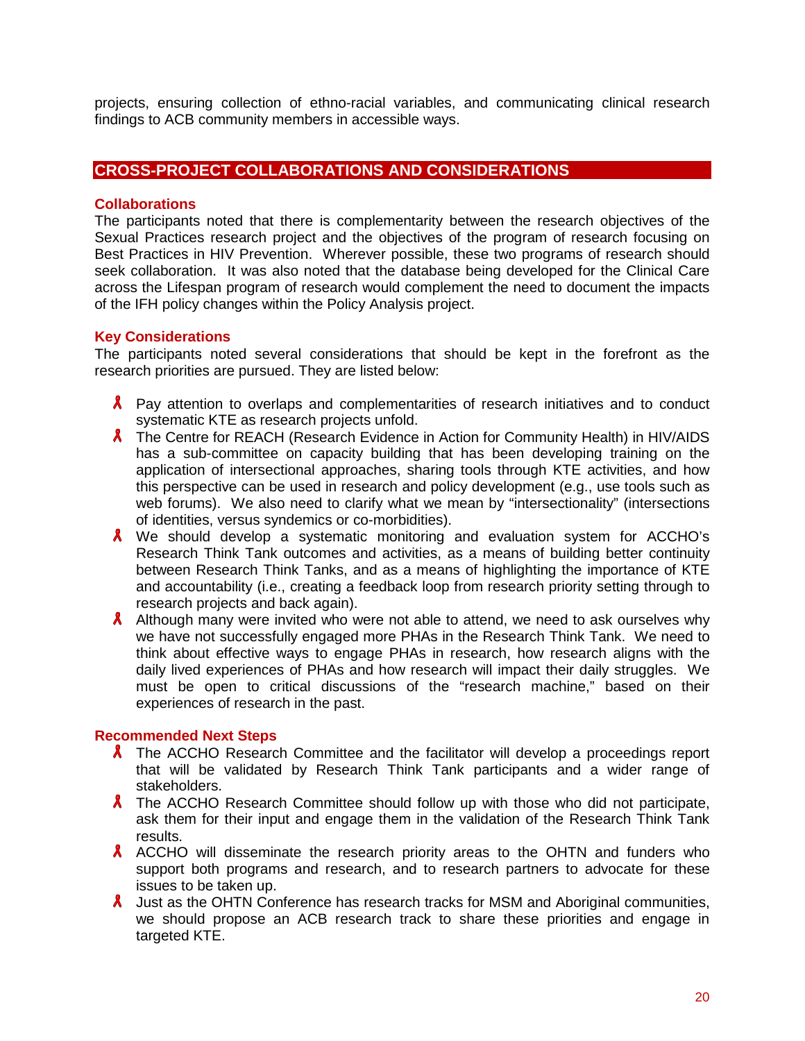projects, ensuring collection of ethno-racial variables, and communicating clinical research findings to ACB community members in accessible ways.

## CROSS-PROJECT COLLABORATIONS AND CONSIDERATIONS

### Collaborations

The participants noted that there is complementarity between the research objectives of the Sexual Practices research project and the objectives of the program of research focusing on Best Practices in HIV Prevention. Wherever possible, these two programs of research should seek collaboration. It was also noted that the database being developed for the Clinical Care across the Lifespan program of research would complement the need to document the impacts of the IFH policy changes within the Policy Analysis project.

### Key Considerations

The participants noted several considerations that should be kept in the forefront as the research priorities are pursued. They are listed below:

- Pay attention to overlaps and complementarities of research initiatives and to conduct systematic KTE as research projects unfold.
- The Centre for REACH (Research Evidence in Action for Community Health) in HIV/AIDS has a sub-committee on capacity building that has been developing training on the application of intersectional approaches, sharing tools through KTE activities, and how this perspective can be used in research and policy development (e.g., use tools such as web forums). We also need to clarify what we mean by "intersectionality" (intersections of identities, versus syndemics or co-morbidities).
- We should develop a systematic monitoring and evaluation system for ACCHO's Research Think Tank outcomes and activities, as a means of building better continuity between Research Think Tanks, and as a means of highlighting the importance of KTE and accountability (i.e., creating a feedback loop from research priority setting through to research projects and back again).
- Although many were invited who were not able to attend, we need to ask ourselves why we have not successfully engaged more PHAs in the Research Think Tank. We need to think about effective ways to engage PHAs in research, how research aligns with the daily lived experiences of PHAs and how research will impact their daily struggles. We must be open to critical discussions of the "research machine," based on their experiences of research in the past.

### Recommended Next Steps

- The ACCHO Research Committee and the facilitator will develop a proceedings report that will be validated by Research Think Tank participants and a wider range of stakeholders.
- The ACCHO Research Committee should follow up with those who did not participate, ask them for their input and engage them in the validation of the Research Think Tank results.
- ACCHO will disseminate the research priority areas to the OHTN and funders who support both programs and research, and to research partners to advocate for these issues to be taken up.
- Just as the OHTN Conference has research tracks for MSM and Aboriginal communities, we should propose an ACB research track to share these priorities and engage in targeted KTE.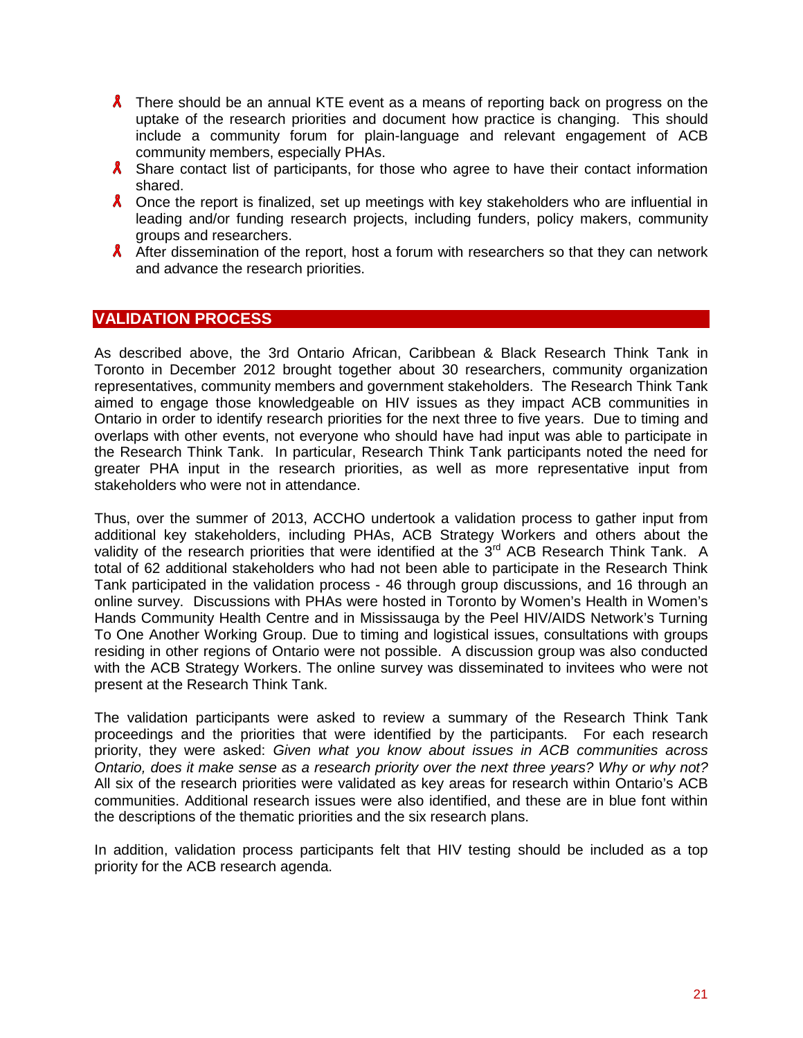- There should be an annual KTE event as a means of reporting back on progress on the uptake of the research priorities and document how practice is changing. This should include a community forum for plain-language and relevant engagement of ACB community members, especially PHAs.
- Share contact list of participants, for those who agree to have their contact information shared.
- Once the report is finalized, set up meetings with key stakeholders who are influential in leading and/or funding research projects, including funders, policy makers, community groups and researchers.
- After dissemination of the report, host a forum with researchers so that they can network and advance the research priorities.

## VALIDATION PROCESS

As described above, the 3rd Ontario African, Caribbean & Black Research Think Tank in Toronto in December 2012 brought together about 30 researchers, community organization representatives, community members and government stakeholders. The Research Think Tank aimed to engage those knowledgeable on HIV issues as they impact ACB communities in Ontario in order to identify research priorities for the next three to five years. Due to timing and overlaps with other events, not everyone who should have had input was able to participate in the Research Think Tank. In particular, Research Think Tank participants noted the need for greater PHA input in the research priorities, as well as more representative input from stakeholders who were not in attendance.

Thus, over the summer of 2013, ACCHO undertook a validation process to gather input from additional key stakeholders, including PHAs, ACB Strategy Workers and others about the validity of the research priorities that were identified at the 3rd ACB Research Think Tank. A total of 62 additional stakeholders who had not been able to participate in the Research Think Tank participated in the validation process - 46 through group discussions, and 16 through an online survey. Discussions with PHAs were hosted in Toronto by Women's Health in Women's Hands Community Health Centre and in Mississauga by the Peel HIV/AIDS Network's Turning To One Another Working Group. Due to timing and logistical issues, consultations with groups residing in other regions of Ontario were not possible. A discussion group was also conducted with the ACB Strategy Workers. The online survey was disseminated to invitees who were not present at the Research Think Tank.

The validation participants were asked to review a summary of the Research Think Tank proceedings and the priorities that were identified by the participants. For each research priority, they were asked: *Given what you know about issues in ACB communities across Ontario, does it make sense as a research priority over the next three years? Why or why not?* All six of the research priorities were validated as key areas for research within Ontario's ACB communities. Additional research issues were also identified, and these are in blue font within the descriptions of the thematic priorities and the six research plans.

In addition, validation process participants felt that HIV testing should be included as a top priority for the ACB research agenda.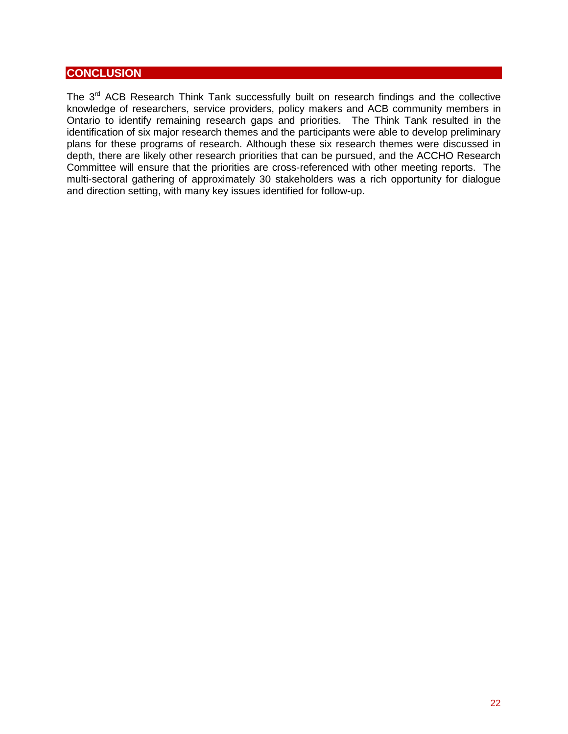## CONCLUSION

The 3rd ACB Research Think Tank successfully built on research findings and the collective knowledge of researchers, service providers, policy makers and ACB community members in Ontario to identify remaining research gaps and priorities. The Think Tank resulted in the identification of six major research themes and the participants were able to develop preliminary plans for these programs of research. Although these six research themes were discussed in depth, there are likely other research priorities that can be pursued, and the ACCHO Research Committee will ensure that the priorities are cross-referenced with other meeting reports. The multi-sectoral gathering of approximately 30 stakeholders was a rich opportunity for dialogue and direction setting, with many key issues identified for follow-up.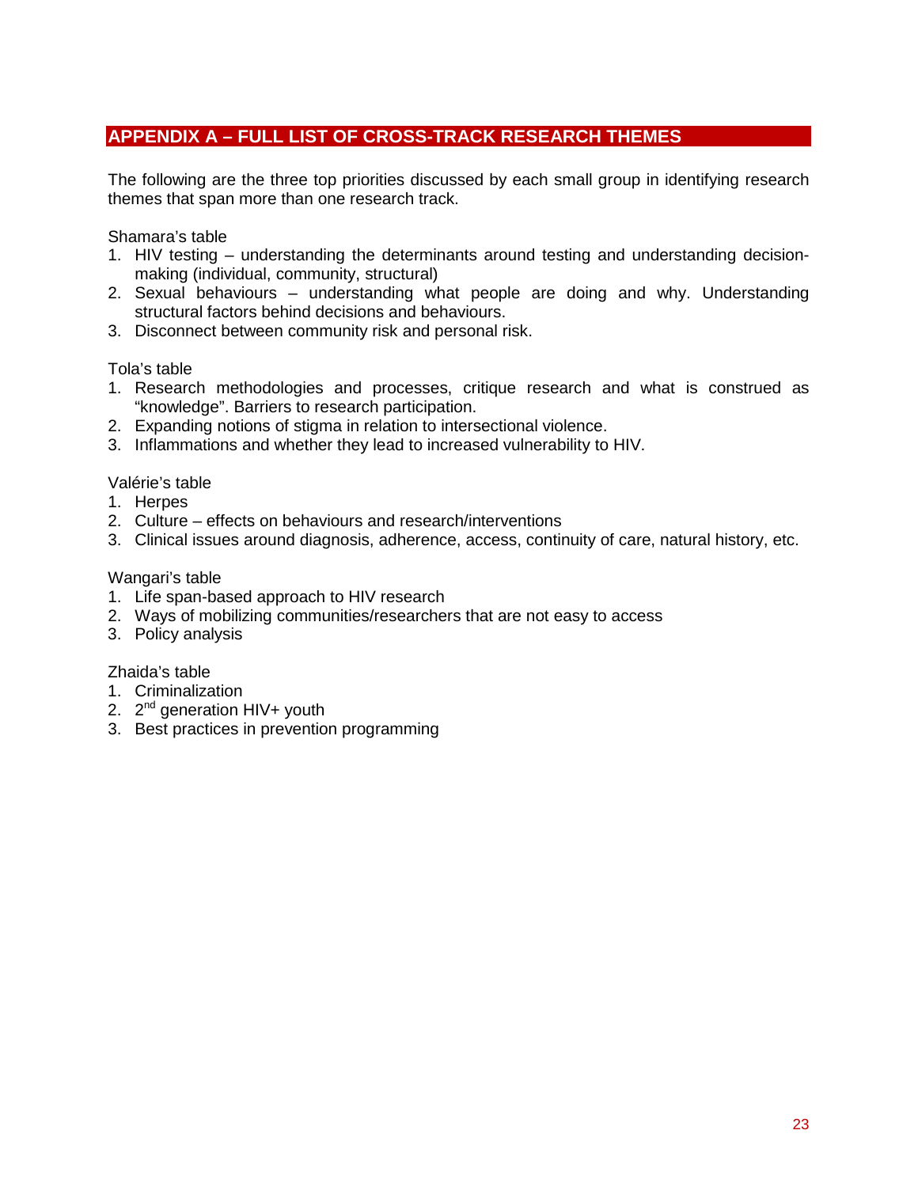## APPENDIX A – FULL LIST OF CROSS-TRACK RESEARCH THEMES

The following are the three top priorities discussed by each small group in identifying research themes that span more than one research track.

Shamara's table

1. HIV testing – understanding the determinants around testing and understanding decision-making (individual, community, structural)
2. Sexual behaviours – understanding what people are doing and why. Understanding structural factors behind decisions and behaviours.
3. Disconnect between community risk and personal risk.

Tola's table

1. Research methodologies and processes, critique research and what is construed as "knowledge". Barriers to research participation.
2. Expanding notions of stigma in relation to intersectional violence.
3. Inflammations and whether they lead to increased vulnerability to HIV.

Valérie's table

1. Herpes
2. Culture – effects on behaviours and research/interventions
3. Clinical issues around diagnosis, adherence, access, continuity of care, natural history, etc.

Wangari's table

1. Life span-based approach to HIV research
2. Ways of mobilizing communities/researchers that are not easy to access
3. Policy analysis

Zhaida's table

1. Criminalization
2. 2nd generation HIV+ youth
3. Best practices in prevention programming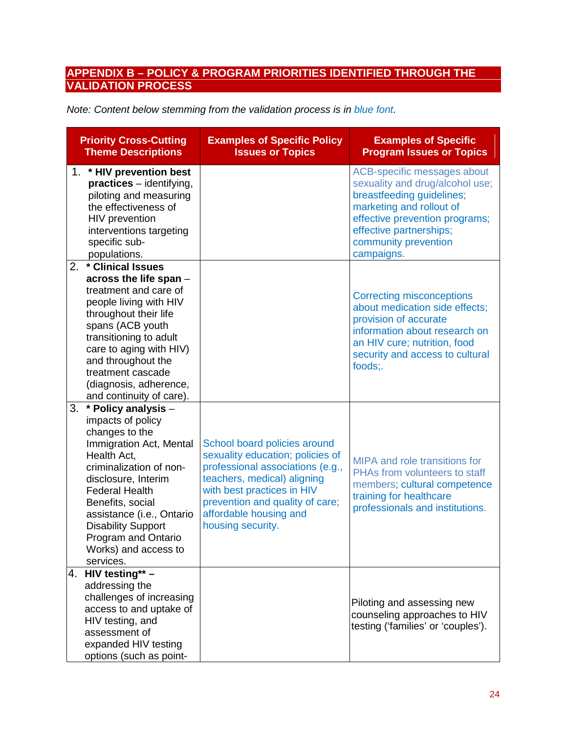## APPENDIX B – POLICY & PROGRAM PRIORITIES IDENTIFIED THROUGH THE VALIDATION PROCESS

*Note: Content below stemming from the validation process is in blue font.*

| Priority Cross-Cutting Theme Descriptions | Examples of Specific Policy Issues or Topics | Examples of Specific Program Issues or Topics |
|---|---|---|
| 1. **\* HIV prevention best practices** – identifying, piloting and measuring the effectiveness of HIV prevention interventions targeting specific sub-populations. | | ACB-specific messages about sexuality and drug/alcohol use; breastfeeding guidelines; marketing and rollout of effective prevention programs; effective partnerships; community prevention campaigns. |
| 2. **\* Clinical Issues across the life span** – treatment and care of people living with HIV throughout their life spans (ACB youth transitioning to adult care to aging with HIV) and throughout the treatment cascade (diagnosis, adherence, and continuity of care). | | Correcting misconceptions about medication side effects; provision of accurate information about research on an HIV cure; nutrition, food security and access to cultural foods;. |
| 3. **\* Policy analysis** – impacts of policy changes to the Immigration Act, Mental Health Act, criminalization of non-disclosure, Interim Federal Health Benefits, social assistance (i.e., Ontario Disability Support Program and Ontario Works) and access to services. | School board policies around sexuality education; policies of professional associations (e.g., teachers, medical) aligning with best practices in HIV prevention and quality of care; affordable housing and housing security. | MIPA and role transitions for PHAs from volunteers to staff members; cultural competence training for healthcare professionals and institutions. |
| 4. **HIV testing\*\* –** addressing the challenges of increasing access to and uptake of HIV testing, and assessment of expanded HIV testing options (such as point- | | Piloting and assessing new counseling approaches to HIV testing ('families' or 'couples'). |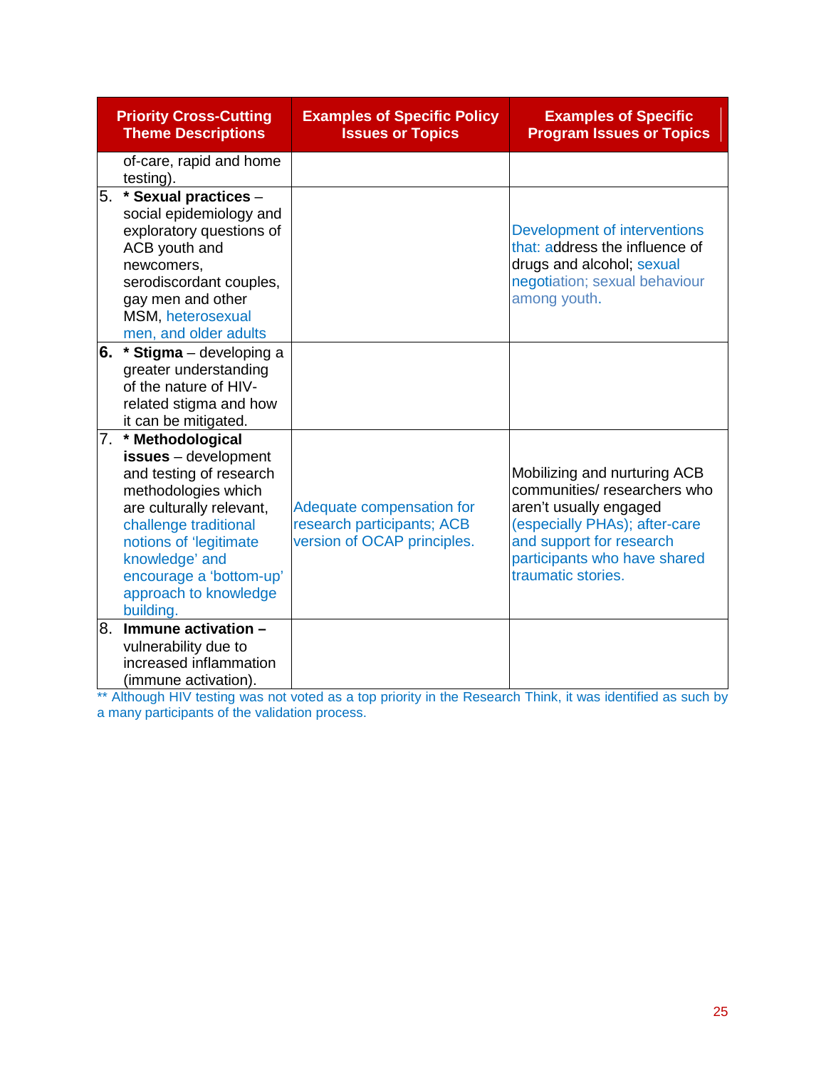| Priority Cross-Cutting Theme Descriptions | Examples of Specific Policy Issues or Topics | Examples of Specific Program Issues or Topics |
|---|---|---|
| of-care, rapid and home testing). | | |
| 5. **\* Sexual practices** – social epidemiology and exploratory questions of ACB youth and newcomers, serodiscordant couples, gay men and other MSM, heterosexual men, and older adults | | Development of interventions that: address the influence of drugs and alcohol; sexual negotiation; sexual behaviour among youth. |
| **6. \* Stigma** – developing a greater understanding of the nature of HIV-related stigma and how it can be mitigated. | | |
| 7. **\* Methodological issues** – development and testing of research methodologies which are culturally relevant, challenge traditional notions of 'legitimate knowledge' and encourage a 'bottom-up' approach to knowledge building. | Adequate compensation for research participants; ACB version of OCAP principles. | Mobilizing and nurturing ACB communities/ researchers who aren't usually engaged (especially PHAs); after-care and support for research participants who have shared traumatic stories. |
| 8. **Immune activation –** vulnerability due to increased inflammation (immune activation). | | |

** Although HIV testing was not voted as a top priority in the Research Think, it was identified as such by a many participants of the validation process.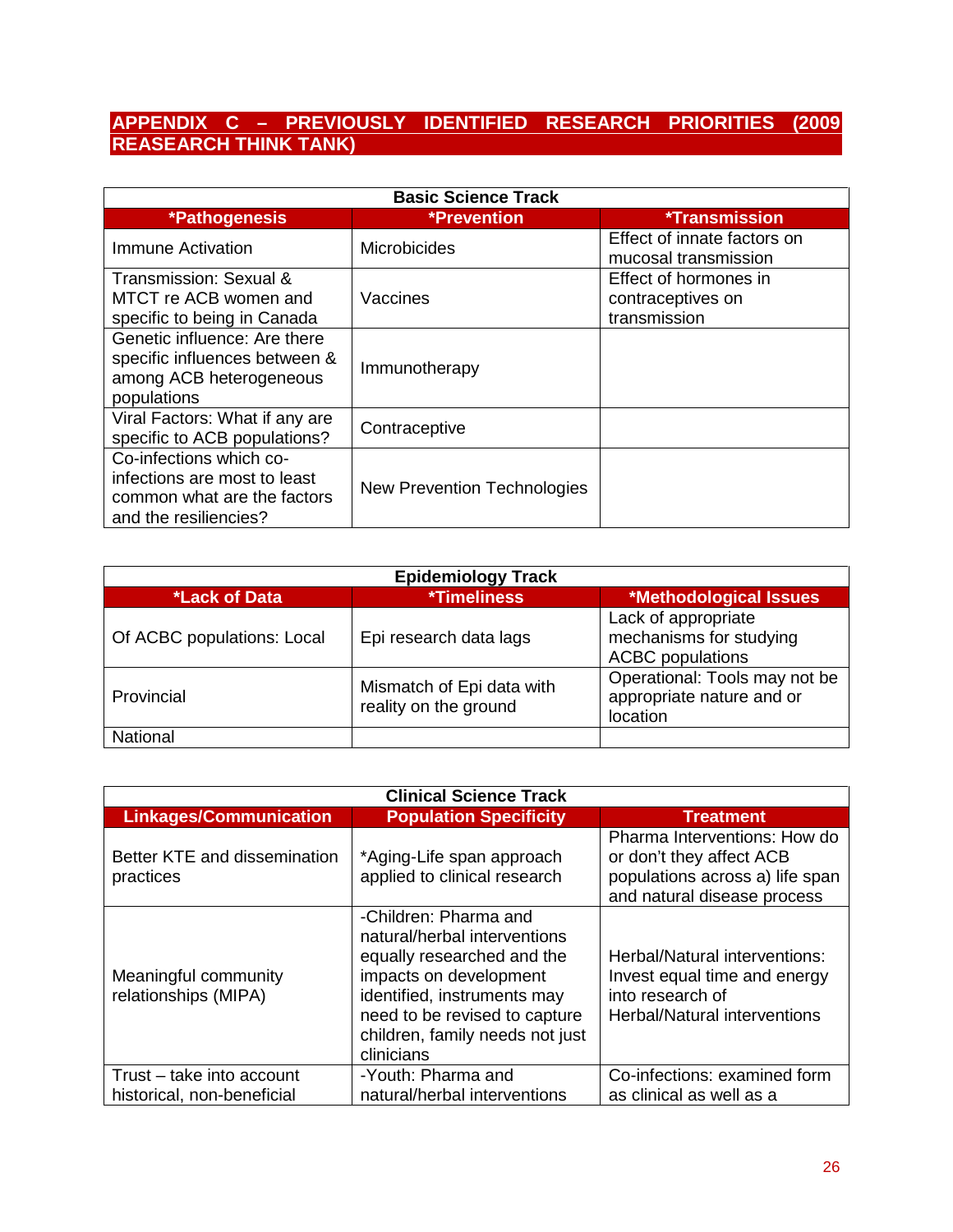## APPENDIX C – PREVIOUSLY IDENTIFIED RESEARCH PRIORITIES (2009 REASEARCH THINK TANK)

| Basic Science Track | | |
|---|---|---|
| ***Pathogenesis** | ***Prevention** | ***Transmission** |
| Immune Activation | Microbicides | Effect of innate factors on mucosal transmission |
| Transmission: Sexual & MTCT re ACB women and specific to being in Canada | Vaccines | Effect of hormones in contraceptives on transmission |
| Genetic influence: Are there specific influences between & among ACB heterogeneous populations | Immunotherapy | |
| Viral Factors: What if any are specific to ACB populations? | Contraceptive | |
| Co-infections which co-infections are most to least common what are the factors and the resiliencies? | New Prevention Technologies | |

| Epidemiology Track | | |
|---|---|---|
| ***Lack of Data** | ***Timeliness** | ***Methodological Issues** |
| Of ACBC populations: Local | Epi research data lags | Lack of appropriate mechanisms for studying ACBC populations |
| Provincial | Mismatch of Epi data with reality on the ground | Operational: Tools may not be appropriate nature and or location |
| National | | |

| Clinical Science Track | | |
|---|---|---|
| **Linkages/Communication** | **Population Specificity** | **Treatment** |
| Better KTE and dissemination practices | *Aging-Life span approach applied to clinical research | Pharma Interventions: How do or don't they affect ACB populations across a) life span and natural disease process |
| Meaningful community relationships (MIPA) | -Children: Pharma and natural/herbal interventions equally researched and the impacts on development identified, instruments may need to be revised to capture children, family needs not just clinicians | Herbal/Natural interventions: Invest equal time and energy into research of Herbal/Natural interventions |
| Trust – take into account historical, non-beneficial | -Youth: Pharma and natural/herbal interventions | Co-infections: examined form as clinical as well as a |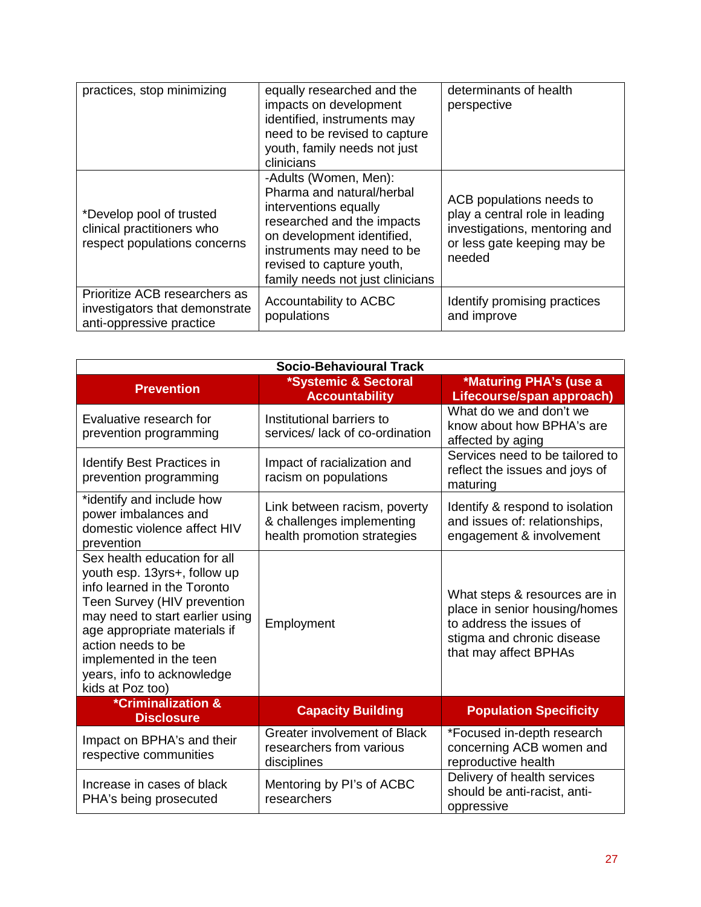| | | |
|---|---|---|
| practices, stop minimizing | equally researched and the impacts on development identified, instruments may need to be revised to capture youth, family needs not just clinicians | determinants of health perspective |
| *Develop pool of trusted clinical practitioners who respect populations concerns | -Adults (Women, Men): Pharma and natural/herbal interventions equally researched and the impacts on development identified, instruments may need to be revised to capture youth, family needs not just clinicians | ACB populations needs to play a central role in leading investigations, mentoring and or less gate keeping may be needed |
| Prioritize ACB researchers as investigators that demonstrate anti-oppressive practice | Accountability to ACBC populations | Identify promising practices and improve |

| Socio-Behavioural Track | | |
|---|---|---|
| **Prevention** | ***Systemic & Sectoral Accountability** | ***Maturing PHA's (use a Lifecourse/span approach)** |
| Evaluative research for prevention programming | Institutional barriers to services/ lack of co-ordination | What do we and don't we know about how BPHA's are affected by aging |
| Identify Best Practices in prevention programming | Impact of racialization and racism on populations | Services need to be tailored to reflect the issues and joys of maturing |
| *identify and include how power imbalances and domestic violence affect HIV prevention | Link between racism, poverty & challenges implementing health promotion strategies | Identify & respond to isolation and issues of: relationships, engagement & involvement |
| Sex health education for all youth esp. 13yrs+, follow up info learned in the Toronto Teen Survey (HIV prevention may need to start earlier using age appropriate materials if action needs to be implemented in the teen years, info to acknowledge kids at Poz too) | Employment | What steps & resources are in place in senior housing/homes to address the issues of stigma and chronic disease that may affect BPHAs |
| ***Criminalization & Disclosure** | **Capacity Building** | **Population Specificity** |
| Impact on BPHA's and their respective communities | Greater involvement of Black researchers from various disciplines | *Focused in-depth research concerning ACB women and reproductive health |
| Increase in cases of black PHA's being prosecuted | Mentoring by PI's of ACBC researchers | Delivery of health services should be anti-racist, anti-oppressive |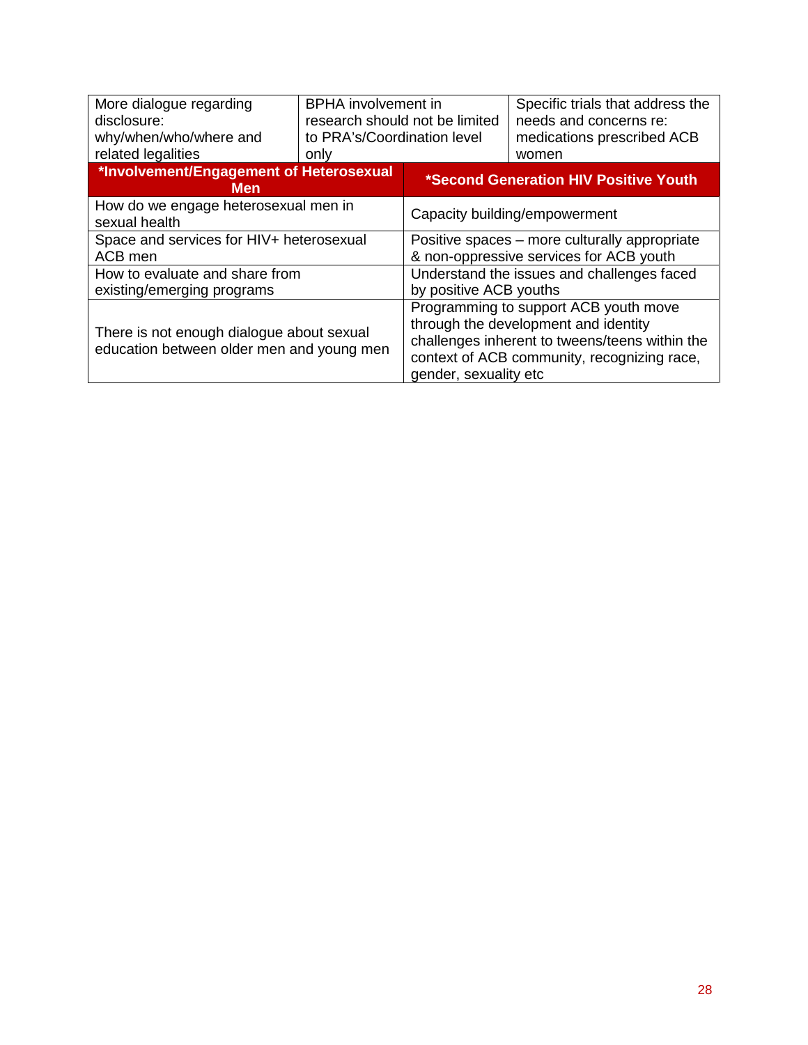| More dialogue regarding disclosure: why/when/who/where and related legalities | BPHA involvement in research should not be limited to PRA's/Coordination level only | Specific trials that address the needs and concerns re: medications prescribed ACB women |
|---|---|---|

| **\*Involvement/Engagement of Heterosexual Men** | **\*Second Generation HIV Positive Youth** |
|---|---|
| How do we engage heterosexual men in sexual health | Capacity building/empowerment |
| Space and services for HIV+ heterosexual ACB men | Positive spaces – more culturally appropriate & non-oppressive services for ACB youth |
| How to evaluate and share from existing/emerging programs | Understand the issues and challenges faced by positive ACB youths |
| There is not enough dialogue about sexual education between older men and young men | Programming to support ACB youth move through the development and identity challenges inherent to tweens/teens within the context of ACB community, recognizing race, gender, sexuality etc |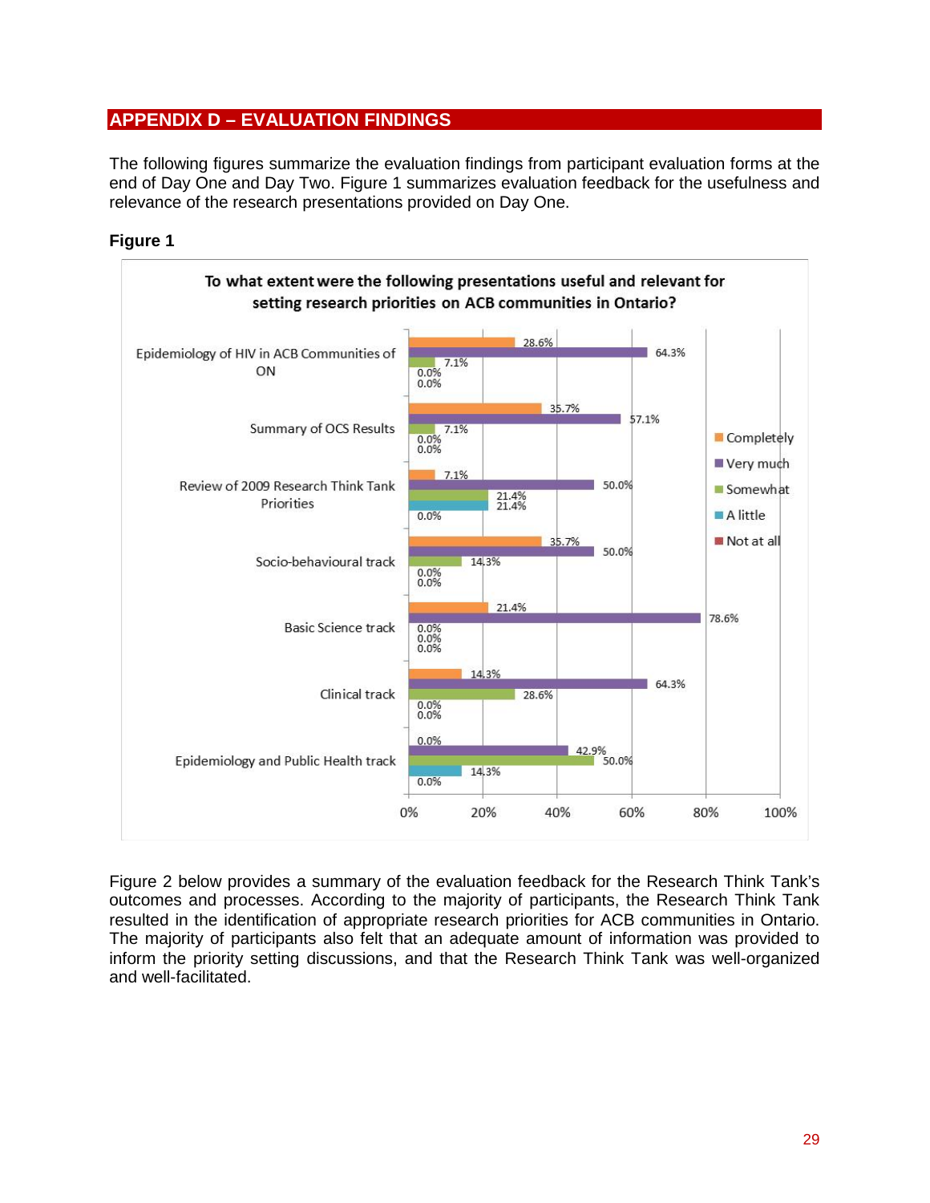## APPENDIX D – EVALUATION FINDINGS

The following figures summarize the evaluation findings from participant evaluation forms at the end of Day One and Day Two. Figure 1 summarizes evaluation feedback for the usefulness and relevance of the research presentations provided on Day One.

**Figure 1**

**To what extent were the following presentations useful and relevant for setting research priorities on ACB communities in Ontario?**

| Presentation | Completely | Very much | Somewhat | A little | Not at all |
|---|---|---|---|---|---|
| Epidemiology of HIV in ACB Communities of ON | 28.6% | 64.3% | 7.1% | 0.0% | 0.0% |
| Summary of OCS Results | 35.7% | 57.1% | 7.1% | 0.0% | 0.0% |
| Review of 2009 Research Think Tank Priorities | 7.1% | 50.0% | 21.4% | 21.4% | 0.0% |
| Socio-behavioural track | 35.7% | 50.0% | 14.3% | 0.0% | 0.0% |
| Basic Science track | 21.4% | 78.6% | 0.0% | 0.0% | 0.0% |
| Clinical track | 14.3% | 64.3% | 28.6% | 0.0% | 0.0% |
| Epidemiology and Public Health track | 0.0% | 42.9% | 50.0% | 14.3% | 0.0% |

Figure 2 below provides a summary of the evaluation feedback for the Research Think Tank's outcomes and processes. According to the majority of participants, the Research Think Tank resulted in the identification of appropriate research priorities for ACB communities in Ontario. The majority of participants also felt that an adequate amount of information was provided to inform the priority setting discussions, and that the Research Think Tank was well-organized and well-facilitated.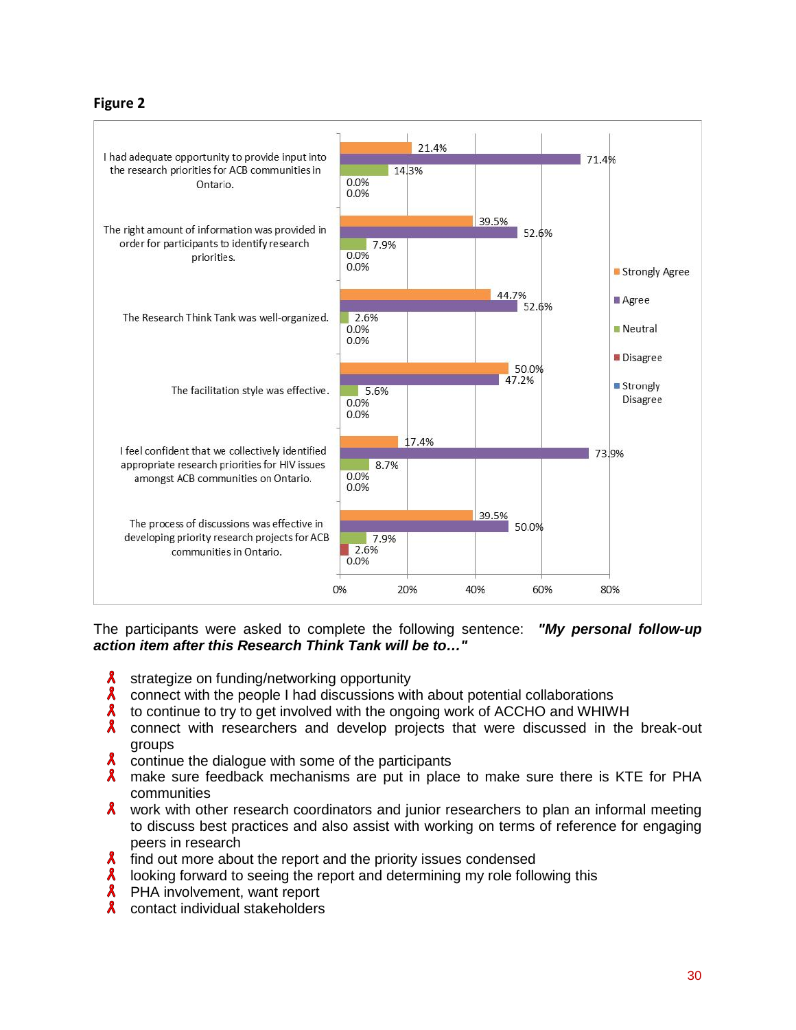**Figure 2**

| Statement | Strongly Agree | Agree | Neutral | Disagree | Strongly Disagree |
|---|---|---|---|---|---|
| I had adequate opportunity to provide input into the research priorities for ACB communities in Ontario. | 21.4% | 71.4% | 14.3% | 0.0% | 0.0% |
| The right amount of information was provided in order for participants to identify research priorities. | 39.5% | 52.6% | 7.9% | 0.0% | 0.0% |
| The Research Think Tank was well-organized. | 44.7% | 52.6% | 2.6% | 0.0% | 0.0% |
| The facilitation style was effective. | 50.0% | 47.2% | 5.6% | 0.0% | 0.0% |
| I feel confident that we collectively identified appropriate research priorities for HIV issues amongst ACB communities on Ontario. | 17.4% | 73.9% | 8.7% | 0.0% | 0.0% |
| The process of discussions was effective in developing priority research projects for ACB communities in Ontario. | 39.5% | 50.0% | 7.9% | 2.6% | 0.0% |

The participants were asked to complete the following sentence: ***"My personal follow-up action item after this Research Think Tank will be to…"***

- strategize on funding/networking opportunity
- connect with the people I had discussions with about potential collaborations
- to continue to try to get involved with the ongoing work of ACCHO and WHIWH
- connect with researchers and develop projects that were discussed in the break-out groups
- continue the dialogue with some of the participants
- make sure feedback mechanisms are put in place to make sure there is KTE for PHA communities
- work with other research coordinators and junior researchers to plan an informal meeting to discuss best practices and also assist with working on terms of reference for engaging peers in research
- find out more about the report and the priority issues condensed
- looking forward to seeing the report and determining my role following this
- PHA involvement, want report
- contact individual stakeholders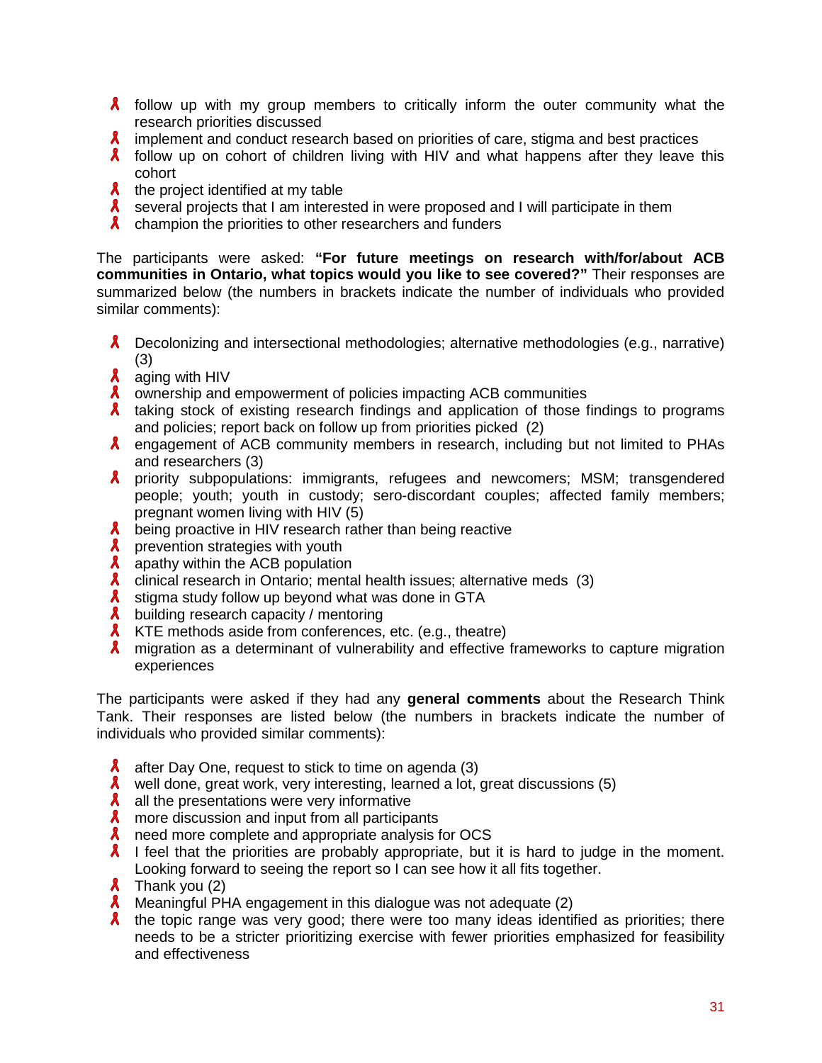- follow up with my group members to critically inform the outer community what the research priorities discussed
- implement and conduct research based on priorities of care, stigma and best practices
- follow up on cohort of children living with HIV and what happens after they leave this cohort
- the project identified at my table
- several projects that I am interested in were proposed and I will participate in them
- champion the priorities to other researchers and funders

The participants were asked: **"For future meetings on research with/for/about ACB communities in Ontario, what topics would you like to see covered?"** Their responses are summarized below (the numbers in brackets indicate the number of individuals who provided similar comments):

- Decolonizing and intersectional methodologies; alternative methodologies (e.g., narrative) (3)
- aging with HIV
- ownership and empowerment of policies impacting ACB communities
- taking stock of existing research findings and application of those findings to programs and policies; report back on follow up from priorities picked (2)
- engagement of ACB community members in research, including but not limited to PHAs and researchers (3)
- priority subpopulations: immigrants, refugees and newcomers; MSM; transgendered people; youth; youth in custody; sero-discordant couples; affected family members; pregnant women living with HIV (5)
- being proactive in HIV research rather than being reactive
- prevention strategies with youth
- apathy within the ACB population
- clinical research in Ontario; mental health issues; alternative meds (3)
- stigma study follow up beyond what was done in GTA
- building research capacity / mentoring
- KTE methods aside from conferences, etc. (e.g., theatre)
- migration as a determinant of vulnerability and effective frameworks to capture migration experiences

The participants were asked if they had any **general comments** about the Research Think Tank. Their responses are listed below (the numbers in brackets indicate the number of individuals who provided similar comments):

- after Day One, request to stick to time on agenda (3)
- well done, great work, very interesting, learned a lot, great discussions (5)
- all the presentations were very informative
- more discussion and input from all participants
- need more complete and appropriate analysis for OCS
- I feel that the priorities are probably appropriate, but it is hard to judge in the moment. Looking forward to seeing the report so I can see how it all fits together.
- Thank you (2)
- Meaningful PHA engagement in this dialogue was not adequate (2)
- the topic range was very good; there were too many ideas identified as priorities; there needs to be a stricter prioritizing exercise with fewer priorities emphasized for feasibility and effectiveness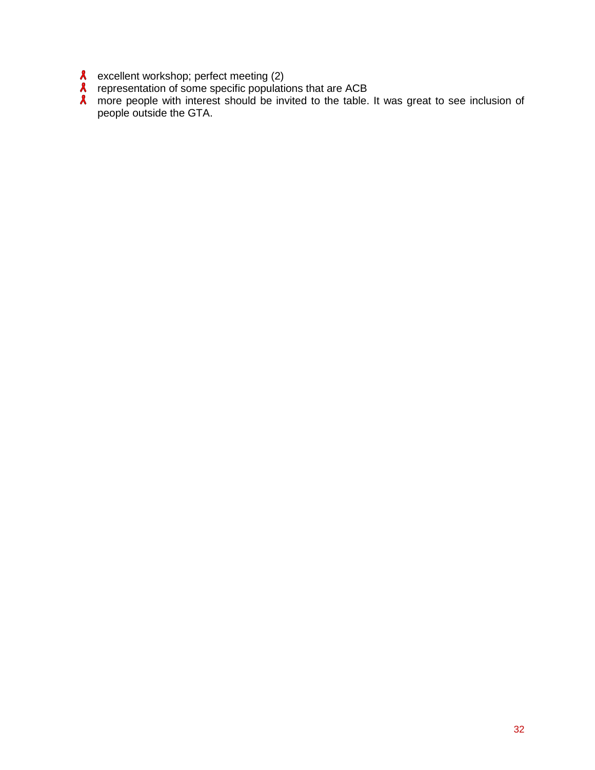- excellent workshop; perfect meeting (2)
- representation of some specific populations that are ACB
- more people with interest should be invited to the table. It was great to see inclusion of people outside the GTA.